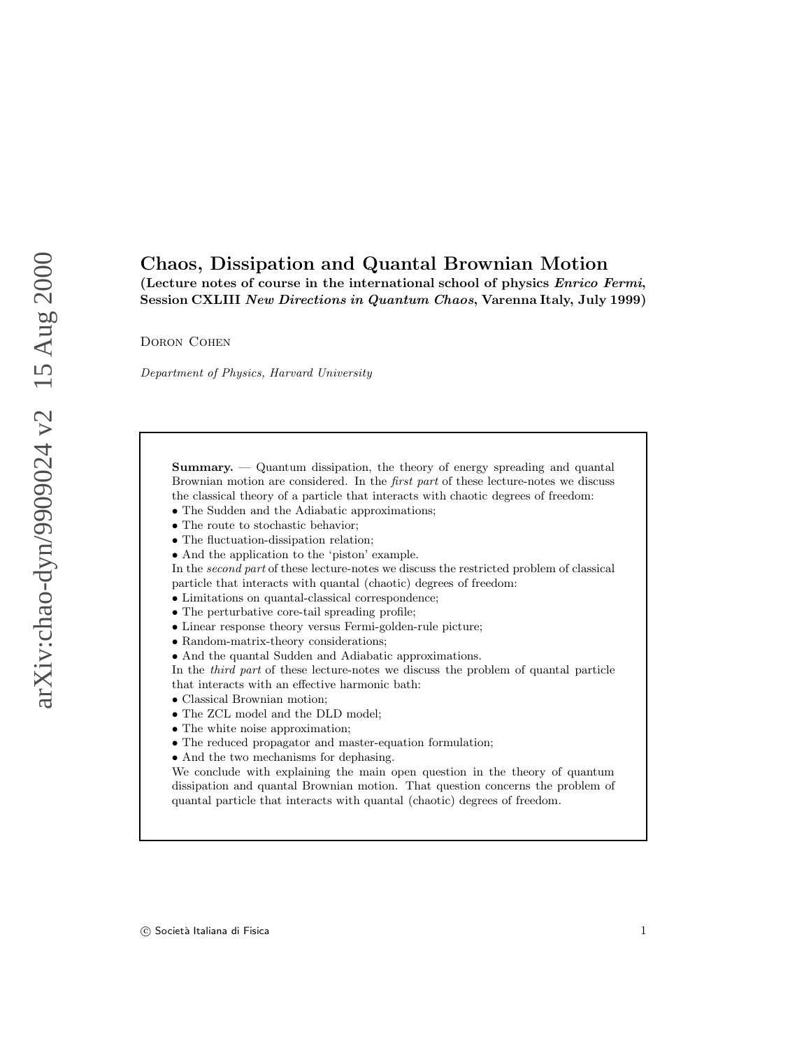# Chaos, Dissipation and Quantal Brownian Motion

**(Lecture notes of course in the international school of physics *Enrico Fermi*, Session CXLIII *New Directions in Quantum Chaos*, Varenna Italy, July 1999)**

Doron Cohen

*Department of Physics, Harvard University*

**Summary.** — Quantum dissipation, the theory of energy spreading and quantal Brownian motion are considered. In the *first part* of these lecture-notes we discuss the classical theory of a particle that interacts with chaotic degrees of freedom:

- The Sudden and the Adiabatic approximations;
- The route to stochastic behavior;
- The fluctuation-dissipation relation;
- And the application to the 'piston' example.

In the *second part* of these lecture-notes we discuss the restricted problem of classical particle that interacts with quantal (chaotic) degrees of freedom:

- Limitations on quantal-classical correspondence;
- The perturbative core-tail spreading profile;
- Linear response theory versus Fermi-golden-rule picture;
- Random-matrix-theory considerations;
- And the quantal Sudden and Adiabatic approximations.

In the *third part* of these lecture-notes we discuss the problem of quantal particle that interacts with an effective harmonic bath:

- Classical Brownian motion;
- The ZCL model and the DLD model;
- The white noise approximation;
- The reduced propagator and master-equation formulation;
- And the two mechanisms for dephasing.

We conclude with explaining the main open question in the theory of quantum dissipation and quantal Brownian motion. That question concerns the problem of quantal particle that interacts with quantal (chaotic) degrees of freedom.

© Società Italiana di Fisica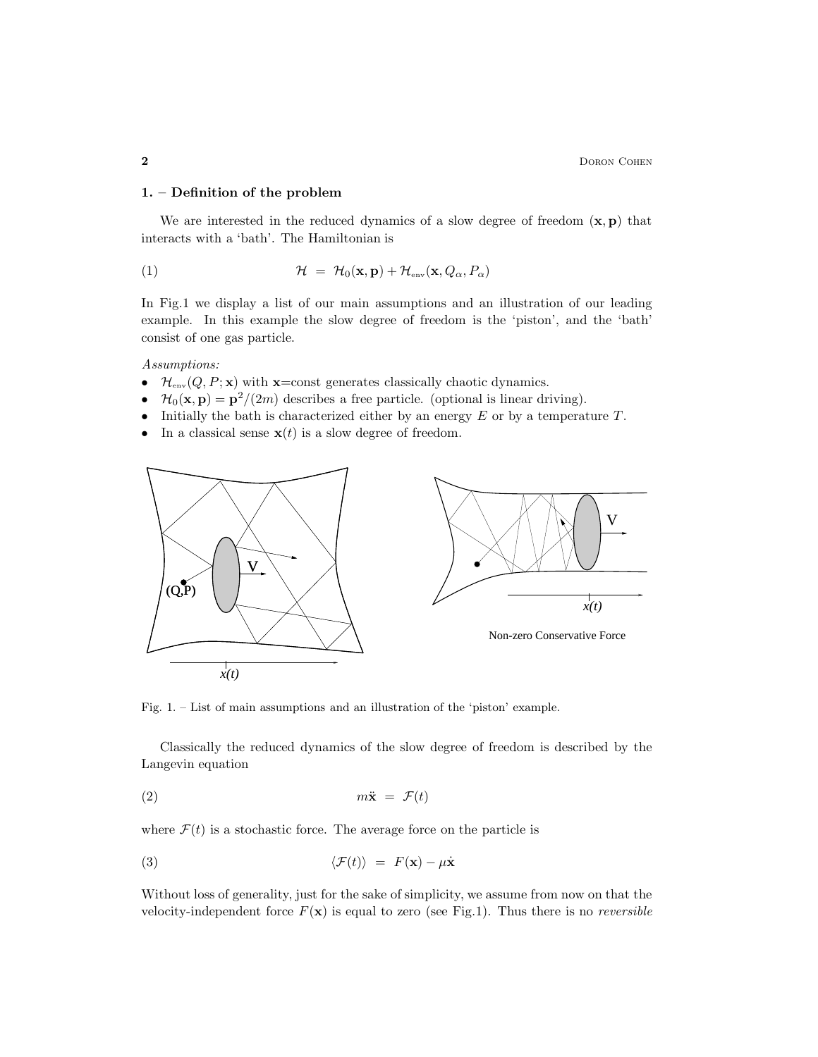## 1. – Definition of the problem

We are interested in the reduced dynamics of a slow degree of freedom $(\mathbf{x}, \mathbf{p})$ that interacts with a 'bath'. The Hamiltonian is

$$\mathcal{H} \; = \; \mathcal{H}_0(\mathbf{x}, \mathbf{p}) + \mathcal{H}_{\text{env}}(\mathbf{x}, Q_\alpha, P_\alpha) \tag{1}$$

In Fig.1 we display a list of our main assumptions and an illustration of our leading example. In this example the slow degree of freedom is the 'piston', and the 'bath' consist of one gas particle.

*Assumptions:*

- $\mathcal{H}_{\text{env}}(Q, P; \mathbf{x})$ with $\mathbf{x}$=const generates classically chaotic dynamics.
- $\mathcal{H}_0(\mathbf{x}, \mathbf{p}) = \mathbf{p}^2/(2m)$ describes a free particle. (optional is linear driving).
- Initially the bath is characterized either by an energy $E$ or by a temperature $T$.
- In a classical sense $\mathbf{x}(t)$ is a slow degree of freedom.

Non-zero Conservative Force

Fig. 1. – List of main assumptions and an illustration of the 'piston' example.

Classically the reduced dynamics of the slow degree of freedom is described by the Langevin equation

$$m\ddot{\mathbf{x}} \; = \; \mathcal{F}(t) \tag{2}$$

where $\mathcal{F}(t)$ is a stochastic force. The average force on the particle is

$$\langle \mathcal{F}(t) \rangle \; = \; F(\mathbf{x}) - \mu \dot{\mathbf{x}} \tag{3}$$

Without loss of generality, just for the sake of simplicity, we assume from now on that the velocity-independent force $F(\mathbf{x})$ is equal to zero (see Fig.1). Thus there is no *reversible*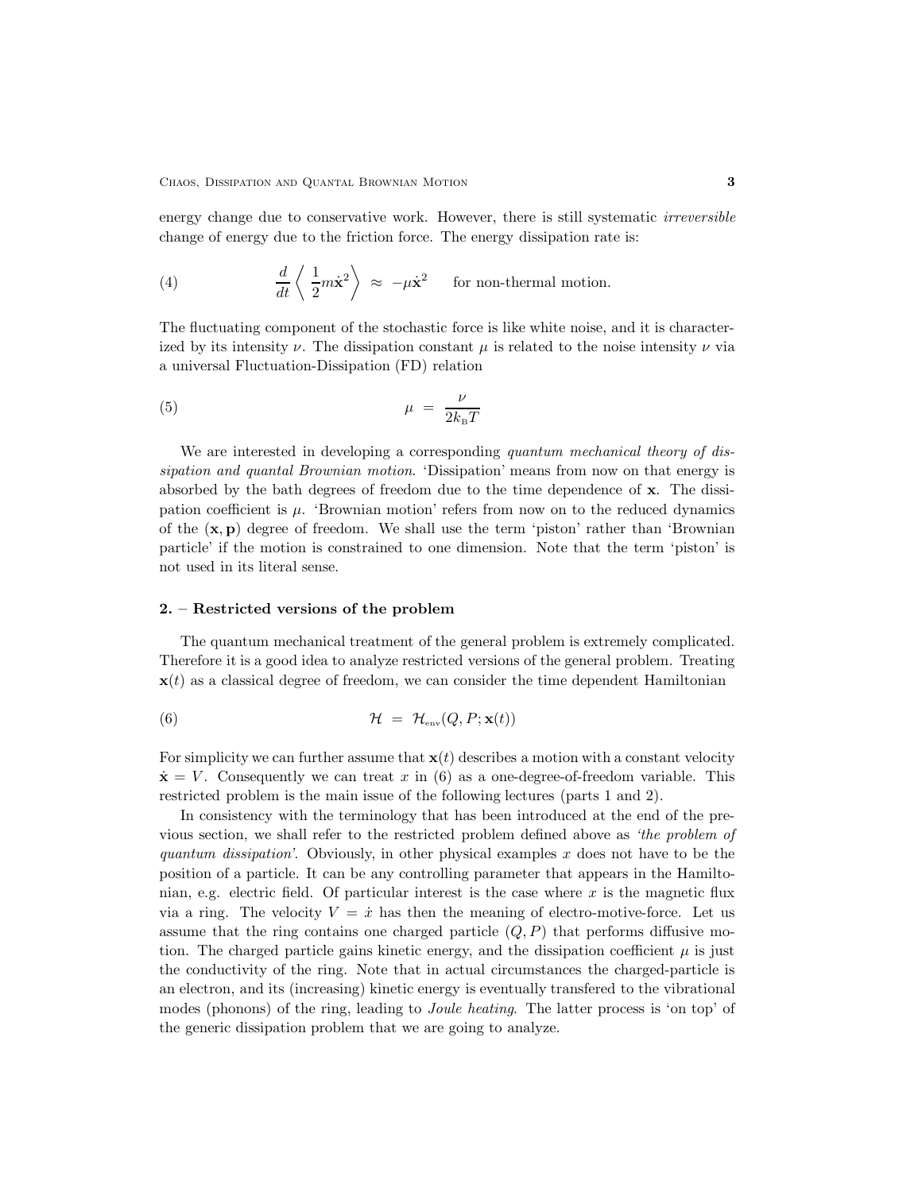energy change due to conservative work. However, there is still systematic *irreversible* change of energy due to the friction force. The energy dissipation rate is:

$$\frac{d}{dt}\left\langle \frac{1}{2}m\dot{\mathbf{x}}^2 \right\rangle \approx -\mu\dot{\mathbf{x}}^2 \qquad \text{for non-thermal motion.} \tag{4}$$

The fluctuating component of the stochastic force is like white noise, and it is characterized by its intensity $\nu$. The dissipation constant $\mu$ is related to the noise intensity $\nu$ via a universal Fluctuation-Dissipation (FD) relation

$$\mu = \frac{\nu}{2k_{\rm B}T} \tag{5}$$

We are interested in developing a corresponding *quantum mechanical theory of dissipation and quantal Brownian motion*. 'Dissipation' means from now on that energy is absorbed by the bath degrees of freedom due to the time dependence of $\mathbf{x}$. The dissipation coefficient is $\mu$. 'Brownian motion' refers from now on to the reduced dynamics of the $(\mathbf{x}, \mathbf{p})$ degree of freedom. We shall use the term 'piston' rather than 'Brownian particle' if the motion is constrained to one dimension. Note that the term 'piston' is not used in its literal sense.

## 2. – Restricted versions of the problem

The quantum mechanical treatment of the general problem is extremely complicated. Therefore it is a good idea to analyze restricted versions of the general problem. Treating $\mathbf{x}(t)$ as a classical degree of freedom, we can consider the time dependent Hamiltonian

$$\mathcal{H} = \mathcal{H}_{\rm env}(Q, P; \mathbf{x}(t)) \tag{6}$$

For simplicity we can further assume that $\mathbf{x}(t)$ describes a motion with a constant velocity $\dot{\mathbf{x}} = V$. Consequently we can treat $x$ in (6) as a one-degree-of-freedom variable. This restricted problem is the main issue of the following lectures (parts 1 and 2).

In consistency with the terminology that has been introduced at the end of the previous section, we shall refer to the restricted problem defined above as *'the problem of quantum dissipation'*. Obviously, in other physical examples $x$ does not have to be the position of a particle. It can be any controlling parameter that appears in the Hamiltonian, e.g. electric field. Of particular interest is the case where $x$ is the magnetic flux via a ring. The velocity $V = \dot{x}$ has then the meaning of electro-motive-force. Let us assume that the ring contains one charged particle $(Q, P)$ that performs diffusive motion. The charged particle gains kinetic energy, and the dissipation coefficient $\mu$ is just the conductivity of the ring. Note that in actual circumstances the charged-particle is an electron, and its (increasing) kinetic energy is eventually transfered to the vibrational modes (phonons) of the ring, leading to *Joule heating*. The latter process is 'on top' of the generic dissipation problem that we are going to analyze.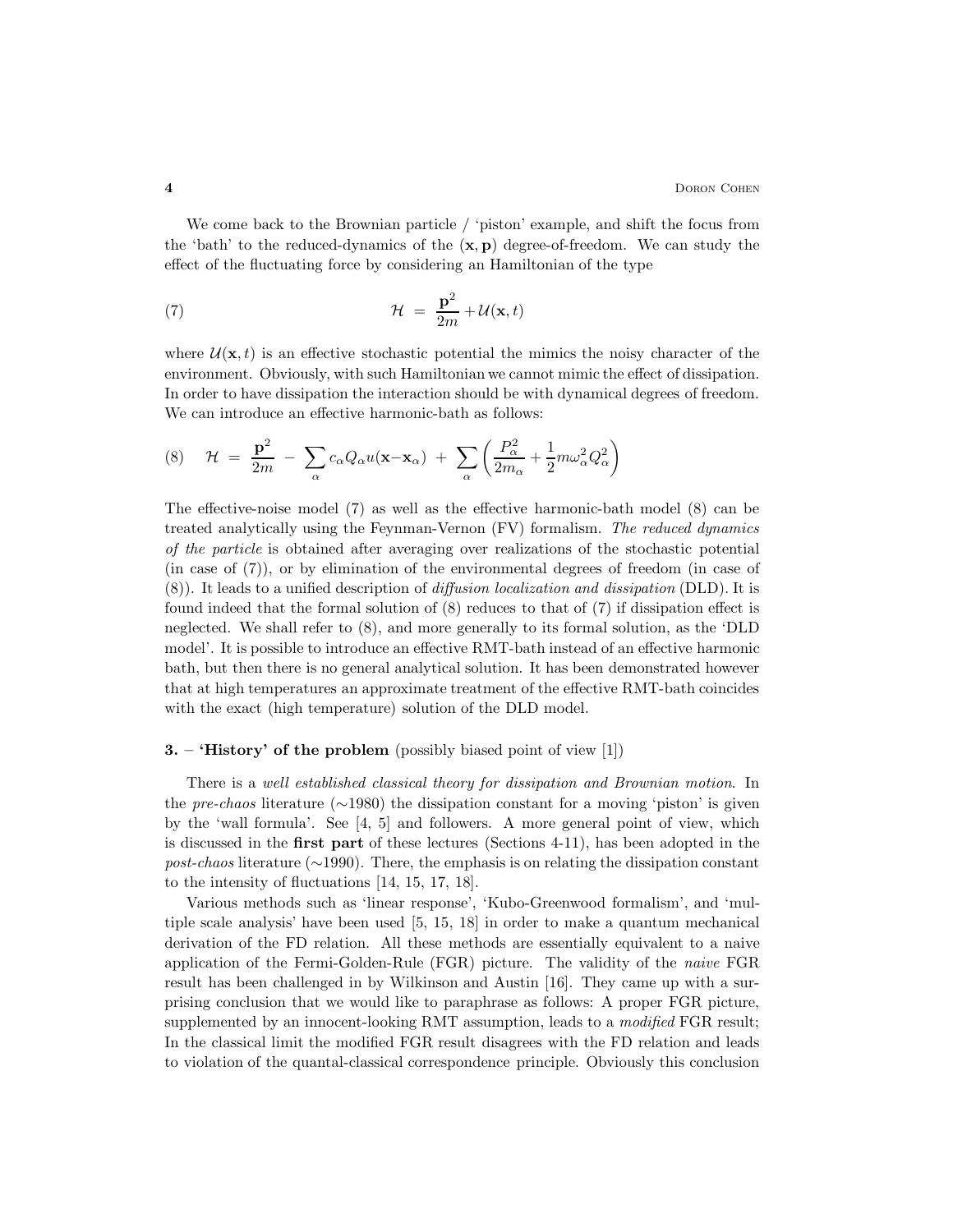We come back to the Brownian particle / 'piston' example, and shift the focus from the 'bath' to the reduced-dynamics of the $(\mathbf{x}, \mathbf{p})$ degree-of-freedom. We can study the effect of the fluctuating force by considering an Hamiltonian of the type

$$\mathcal{H} \;=\; \frac{\mathbf{p}^2}{2m} + \mathcal{U}(\mathbf{x}, t) \tag{7}$$

where $\mathcal{U}(\mathbf{x}, t)$ is an effective stochastic potential the mimics the noisy character of the environment. Obviously, with such Hamiltonian we cannot mimic the effect of dissipation. In order to have dissipation the interaction should be with dynamical degrees of freedom. We can introduce an effective harmonic-bath as follows:

$$\mathcal{H} \;=\; \frac{\mathbf{p}^2}{2m} \;-\; \sum_{\alpha} c_\alpha Q_\alpha u(\mathbf{x}-\mathbf{x}_\alpha) \;+\; \sum_{\alpha} \left( \frac{P_\alpha^2}{2m_\alpha} + \frac{1}{2} m\omega_\alpha^2 Q_\alpha^2 \right) \tag{8}$$

The effective-noise model (7) as well as the effective harmonic-bath model (8) can be treated analytically using the Feynman-Vernon (FV) formalism. *The reduced dynamics of the particle* is obtained after averaging over realizations of the stochastic potential (in case of (7)), or by elimination of the environmental degrees of freedom (in case of (8)). It leads to a unified description of *diffusion localization and dissipation* (DLD). It is found indeed that the formal solution of (8) reduces to that of (7) if dissipation effect is neglected. We shall refer to (8), and more generally to its formal solution, as the 'DLD model'. It is possible to introduce an effective RMT-bath instead of an effective harmonic bath, but then there is no general analytical solution. It has been demonstrated however that at high temperatures an approximate treatment of the effective RMT-bath coincides with the exact (high temperature) solution of the DLD model.

## 3. – 'History' of the problem (possibly biased point of view [1])

There is a *well established classical theory for dissipation and Brownian motion*. In the *pre-chaos* literature ($\sim$1980) the dissipation constant for a moving 'piston' is given by the 'wall formula'. See [4, 5] and followers. A more general point of view, which is discussed in the **first part** of these lectures (Sections 4-11), has been adopted in the *post-chaos* literature ($\sim$1990). There, the emphasis is on relating the dissipation constant to the intensity of fluctuations [14, 15, 17, 18].

Various methods such as 'linear response', 'Kubo-Greenwood formalism', and 'multiple scale analysis' have been used [5, 15, 18] in order to make a quantum mechanical derivation of the FD relation. All these methods are essentially equivalent to a naive application of the Fermi-Golden-Rule (FGR) picture. The validity of the *naive* FGR result has been challenged in by Wilkinson and Austin [16]. They came up with a surprising conclusion that we would like to paraphrase as follows: A proper FGR picture, supplemented by an innocent-looking RMT assumption, leads to a *modified* FGR result; In the classical limit the modified FGR result disagrees with the FD relation and leads to violation of the quantal-classical correspondence principle. Obviously this conclusion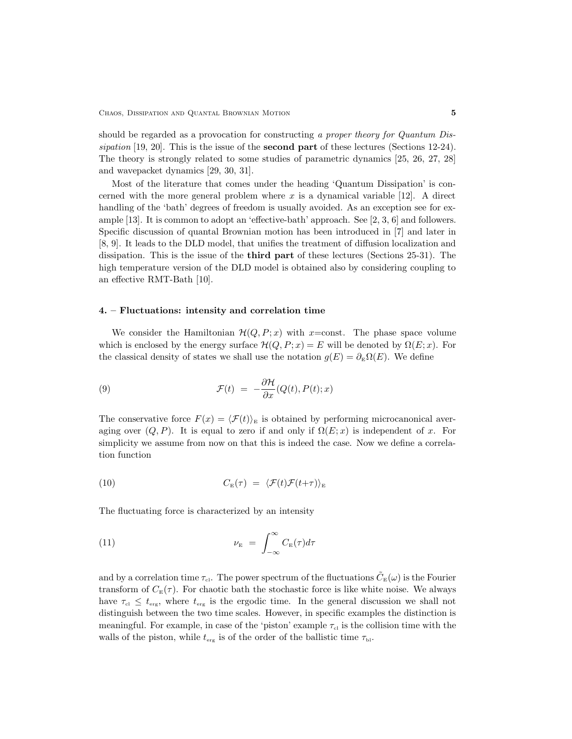should be regarded as a provocation for constructing *a proper theory for Quantum Dissipation* [19, 20]. This is the issue of the **second part** of these lectures (Sections 12-24). The theory is strongly related to some studies of parametric dynamics [25, 26, 27, 28] and wavepacket dynamics [29, 30, 31].

Most of the literature that comes under the heading 'Quantum Dissipation' is concerned with the more general problem where $x$ is a dynamical variable [12]. A direct handling of the 'bath' degrees of freedom is usually avoided. As an exception see for example [13]. It is common to adopt an 'effective-bath' approach. See [2, 3, 6] and followers. Specific discussion of quantal Brownian motion has been introduced in [7] and later in [8, 9]. It leads to the DLD model, that unifies the treatment of diffusion localization and dissipation. This is the issue of the **third part** of these lectures (Sections 25-31). The high temperature version of the DLD model is obtained also by considering coupling to an effective RMT-Bath [10].

## 4. – Fluctuations: intensity and correlation time

We consider the Hamiltonian $\mathcal{H}(Q, P; x)$ with $x$=const. The phase space volume which is enclosed by the energy surface $\mathcal{H}(Q, P; x) = E$ will be denoted by $\Omega(E; x)$. For the classical density of states we shall use the notation $g(E) = \partial_{\text{E}}\Omega(E)$. We define

$$\mathcal{F}(t) \;=\; -\frac{\partial \mathcal{H}}{\partial x}(Q(t), P(t); x) \tag{9}$$

The conservative force $F(x) = \langle \mathcal{F}(t) \rangle_{\text{E}}$ is obtained by performing microcanonical averaging over $(Q, P)$. It is equal to zero if and only if $\Omega(E; x)$ is independent of $x$. For simplicity we assume from now on that this is indeed the case. Now we define a correlation function

$$C_{\text{E}}(\tau) \;=\; \langle \mathcal{F}(t)\mathcal{F}(t+\tau) \rangle_{\text{E}} \tag{10}$$

The fluctuating force is characterized by an intensity

$$\nu_{\text{E}} \;=\; \int_{-\infty}^{\infty} C_{\text{E}}(\tau) d\tau \tag{11}$$

and by a correlation time $\tau_{\text{cl}}$. The power spectrum of the fluctuations $\tilde{C}_{\text{E}}(\omega)$ is the Fourier transform of $C_{\text{E}}(\tau)$. For chaotic bath the stochastic force is like white noise. We always have $\tau_{\text{cl}} \leq t_{\text{erg}}$, where $t_{\text{erg}}$ is the ergodic time. In the general discussion we shall not distinguish between the two time scales. However, in specific examples the distinction is meaningful. For example, in case of the 'piston' example $\tau_{\text{cl}}$ is the collision time with the walls of the piston, while $t_{\text{erg}}$ is of the order of the ballistic time $\tau_{\text{bl}}$.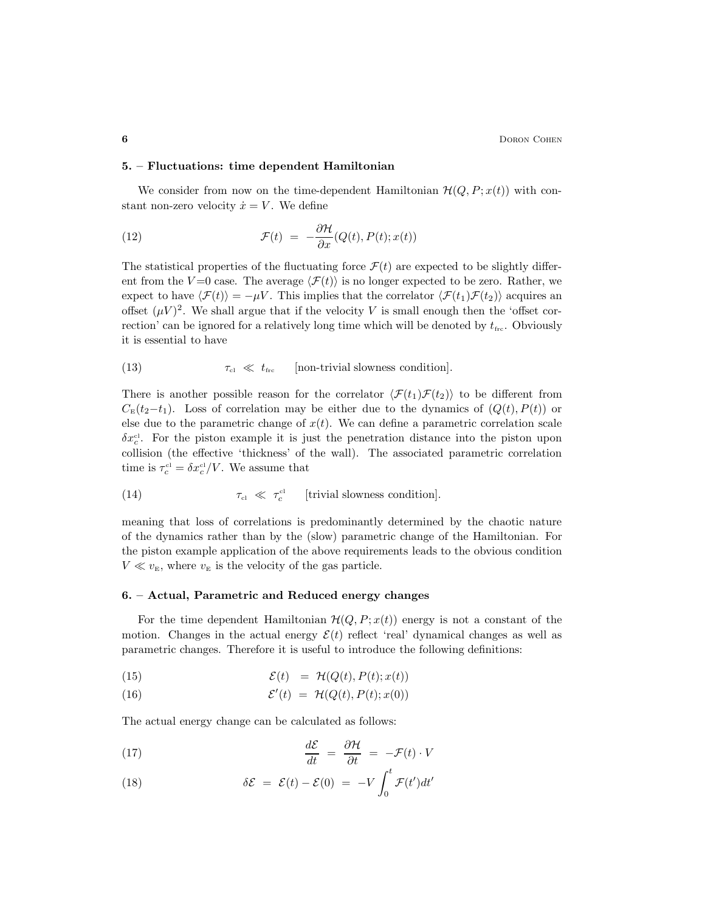## 5. – Fluctuations: time dependent Hamiltonian

We consider from now on the time-dependent Hamiltonian $\mathcal{H}(Q, P; x(t))$ with constant non-zero velocity $\dot{x} = V$. We define

$$\mathcal{F}(t) \;=\; -\frac{\partial \mathcal{H}}{\partial x}(Q(t), P(t); x(t)) \tag{12}$$

The statistical properties of the fluctuating force $\mathcal{F}(t)$ are expected to be slightly different from the $V$=0 case. The average $\langle \mathcal{F}(t) \rangle$ is no longer expected to be zero. Rather, we expect to have $\langle \mathcal{F}(t) \rangle = -\mu V$. This implies that the correlator $\langle \mathcal{F}(t_1)\mathcal{F}(t_2) \rangle$ acquires an offset $(\mu V)^2$. We shall argue that if the velocity $V$ is small enough then the 'offset correction' can be ignored for a relatively long time which will be denoted by $t_{\text{frc}}$. Obviously it is essential to have

$$\tau_{\text{cl}} \;\ll\; t_{\text{frc}} \qquad \text{[non-trivial slowness condition]}. \tag{13}$$

There is another possible reason for the correlator $\langle \mathcal{F}(t_1)\mathcal{F}(t_2) \rangle$ to be different from $C_{\text{E}}(t_2 - t_1)$. Loss of correlation may be either due to the dynamics of $(Q(t), P(t))$ or else due to the parametric change of $x(t)$. We can define a parametric correlation scale $\delta x_c^{\text{cl}}$. For the piston example it is just the penetration distance into the piston upon collision (the effective 'thickness' of the wall). The associated parametric correlation time is $\tau_c^{\text{cl}} = \delta x_c^{\text{cl}}/V$. We assume that

$$\tau_{\text{cl}} \;\ll\; \tau_c^{\text{cl}} \qquad \text{[trivial slowness condition]}. \tag{14}$$

meaning that loss of correlations is predominantly determined by the chaotic nature of the dynamics rather than by the (slow) parametric change of the Hamiltonian. For the piston example application of the above requirements leads to the obvious condition $V \ll v_{\text{E}}$, where $v_{\text{E}}$ is the velocity of the gas particle.

## 6. – Actual, Parametric and Reduced energy changes

For the time dependent Hamiltonian $\mathcal{H}(Q, P; x(t))$ energy is not a constant of the motion. Changes in the actual energy $\mathcal{E}(t)$ reflect 'real' dynamical changes as well as parametric changes. Therefore it is useful to introduce the following definitions:

$$\mathcal{E}(t) \;=\; \mathcal{H}(Q(t), P(t); x(t)) \tag{15}$$

$$\mathcal{E}'(t) \;=\; \mathcal{H}(Q(t), P(t); x(0)) \tag{16}$$

The actual energy change can be calculated as follows:

$$\frac{d\mathcal{E}}{dt} \;=\; \frac{\partial \mathcal{H}}{\partial t} \;=\; -\mathcal{F}(t) \cdot V \tag{17}$$

$$\delta\mathcal{E} \;=\; \mathcal{E}(t) - \mathcal{E}(0) \;=\; -V \int_0^t \mathcal{F}(t')dt' \tag{18}$$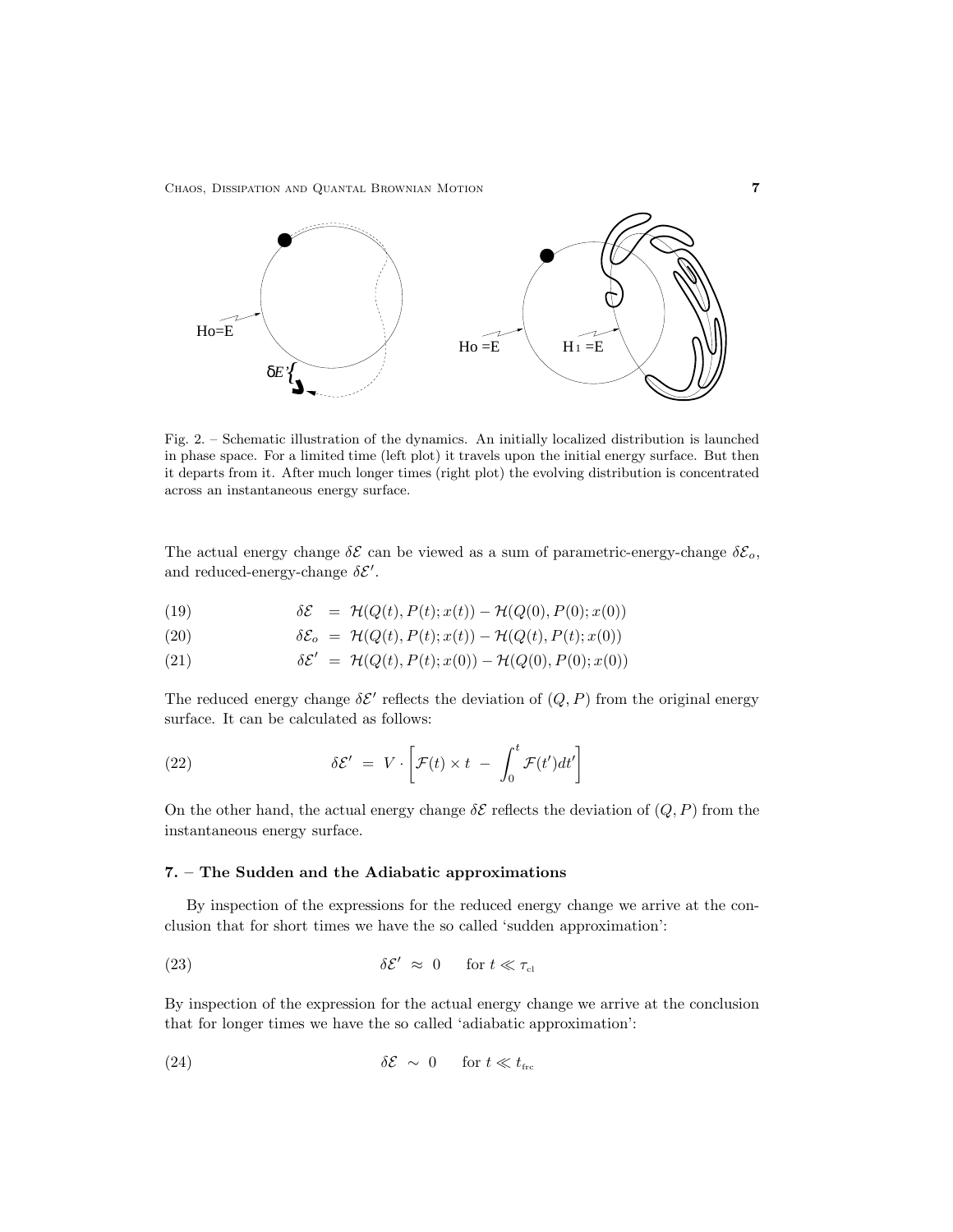Fig. 2. – Schematic illustration of the dynamics. An initially localized distribution is launched in phase space. For a limited time (left plot) it travels upon the initial energy surface. But then it departs from it. After much longer times (right plot) the evolving distribution is concentrated across an instantaneous energy surface.

The actual energy change $\delta\mathcal{E}$ can be viewed as a sum of parametric-energy-change $\delta\mathcal{E}_o$, and reduced-energy-change $\delta\mathcal{E}'$.

$$\delta\mathcal{E} \;=\; \mathcal{H}(Q(t), P(t); x(t)) - \mathcal{H}(Q(0), P(0); x(0)) \tag{19}$$

$$\delta\mathcal{E}_o \;=\; \mathcal{H}(Q(t), P(t); x(t)) - \mathcal{H}(Q(t), P(t); x(0)) \tag{20}$$

$$\delta\mathcal{E}' \;=\; \mathcal{H}(Q(t), P(t); x(0)) - \mathcal{H}(Q(0), P(0); x(0)) \tag{21}$$

The reduced energy change $\delta\mathcal{E}'$ reflects the deviation of $(Q, P)$ from the original energy surface. It can be calculated as follows:

$$\delta\mathcal{E}' \;=\; V \cdot \left[\mathcal{F}(t) \times t \;-\; \int_0^t \mathcal{F}(t')dt'\right] \tag{22}$$

On the other hand, the actual energy change $\delta\mathcal{E}$ reflects the deviation of $(Q, P)$ from the instantaneous energy surface.

## 7. – The Sudden and the Adiabatic approximations

By inspection of the expressions for the reduced energy change we arrive at the conclusion that for short times we have the so called 'sudden approximation':

$$\delta\mathcal{E}' \;\approx\; 0 \qquad \text{for } t \ll \tau_{\text{cl}} \tag{23}$$

By inspection of the expression for the actual energy change we arrive at the conclusion that for longer times we have the so called 'adiabatic approximation':

$$\delta\mathcal{E} \;\sim\; 0 \qquad \text{for } t \ll t_{\text{frc}} \tag{24}$$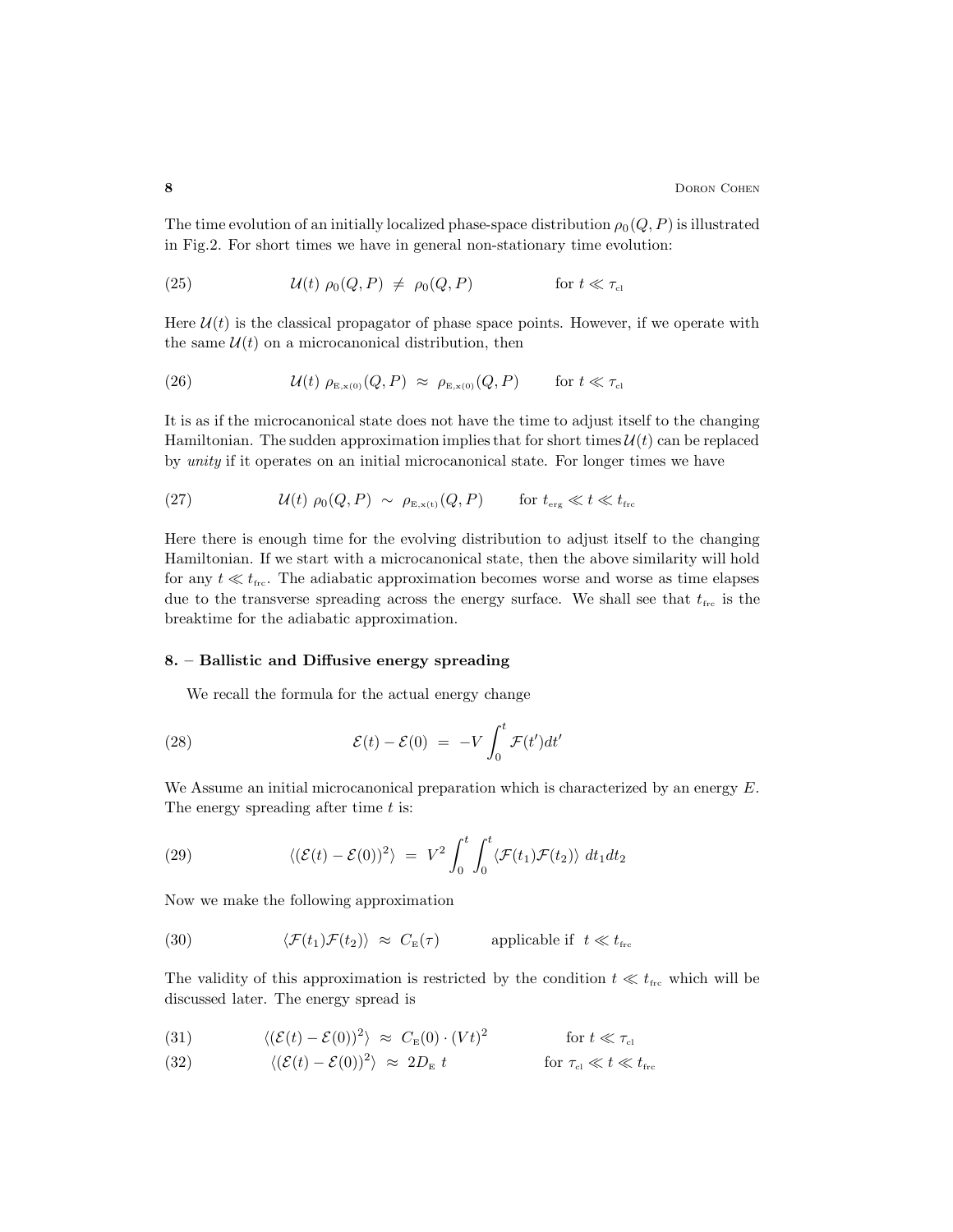The time evolution of an initially localized phase-space distribution $\rho_0(Q,P)$ is illustrated in Fig.2. For short times we have in general non-stationary time evolution:

$$\mathcal{U}(t)\ \rho_0(Q,P)\ \neq\ \rho_0(Q,P) \qquad\qquad \text{for } t \ll \tau_{\text{cl}} \tag{25}$$

Here $\mathcal{U}(t)$ is the classical propagator of phase space points. However, if we operate with the same $\mathcal{U}(t)$ on a microcanonical distribution, then

$$\mathcal{U}(t)\ \rho_{\text{E},\text{x}(0)}(Q,P)\ \approx\ \rho_{\text{E},\text{x}(0)}(Q,P) \qquad \text{for } t \ll \tau_{\text{cl}} \tag{26}$$

It is as if the microcanonical state does not have the time to adjust itself to the changing Hamiltonian. The sudden approximation implies that for short times $\mathcal{U}(t)$ can be replaced by *unity* if it operates on an initial microcanonical state. For longer times we have

$$\mathcal{U}(t)\ \rho_0(Q,P)\ \sim\ \rho_{\text{E},\text{x}(t)}(Q,P) \qquad \text{for } t_{\text{erg}} \ll t \ll t_{\text{frc}} \tag{27}$$

Here there is enough time for the evolving distribution to adjust itself to the changing Hamiltonian. If we start with a microcanonical state, then the above similarity will hold for any $t \ll t_{\text{frc}}$. The adiabatic approximation becomes worse and worse as time elapses due to the transverse spreading across the energy surface. We shall see that $t_{\text{frc}}$ is the breaktime for the adiabatic approximation.

## 8. – Ballistic and Diffusive energy spreading

We recall the formula for the actual energy change

$$\mathcal{E}(t) - \mathcal{E}(0)\ =\ -V\int_0^t \mathcal{F}(t')dt' \tag{28}$$

We Assume an initial microcanonical preparation which is characterized by an energy $E$. The energy spreading after time $t$ is:

$$\langle(\mathcal{E}(t) - \mathcal{E}(0))^2\rangle\ =\ V^2\int_0^t\int_0^t \langle\mathcal{F}(t_1)\mathcal{F}(t_2)\rangle\ dt_1 dt_2 \tag{29}$$

Now we make the following approximation

$$\langle\mathcal{F}(t_1)\mathcal{F}(t_2)\rangle\ \approx\ C_{\text{E}}(\tau) \qquad\quad \text{applicable if } \ t \ll t_{\text{frc}} \tag{30}$$

The validity of this approximation is restricted by the condition $t \ll t_{\text{frc}}$ which will be discussed later. The energy spread is

$$\langle(\mathcal{E}(t) - \mathcal{E}(0))^2\rangle\ \approx\ C_{\text{E}}(0)\cdot(Vt)^2 \qquad\qquad \text{for } t \ll \tau_{\text{cl}} \tag{31}$$

$$\langle(\mathcal{E}(t) - \mathcal{E}(0))^2\rangle\ \approx\ 2D_{\text{E}}\ t \qquad\qquad \text{for } \tau_{\text{cl}} \ll t \ll t_{\text{frc}} \tag{32}$$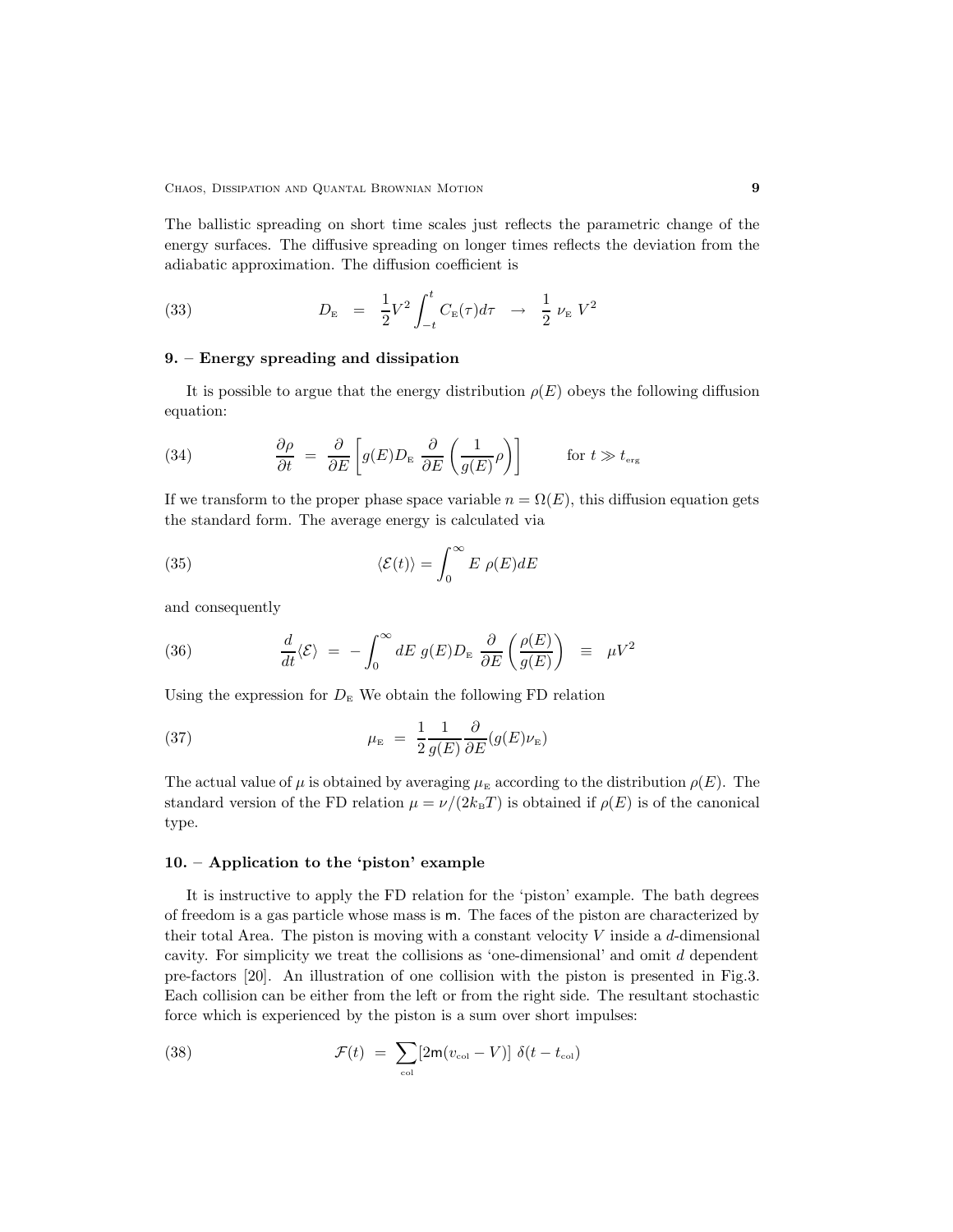The ballistic spreading on short time scales just reflects the parametric change of the energy surfaces. The diffusive spreading on longer times reflects the deviation from the adiabatic approximation. The diffusion coefficient is

$$D_{\mathrm{E}} \;=\; \frac{1}{2}V^2 \int_{-t}^{t} C_{\mathrm{E}}(\tau)d\tau \;\;\rightarrow\;\; \frac{1}{2}\,\nu_{\mathrm{E}}\,V^2 \tag{33}$$

## 9. – Energy spreading and dissipation

It is possible to argue that the energy distribution $\rho(E)$ obeys the following diffusion equation:

$$\frac{\partial \rho}{\partial t} \;=\; \frac{\partial}{\partial E}\left[g(E) D_{\mathrm{E}}\, \frac{\partial}{\partial E}\left(\frac{1}{g(E)}\rho\right)\right] \qquad \text{for } t \gg t_{\mathrm{erg}} \tag{34}$$

If we transform to the proper phase space variable $n = \Omega(E)$, this diffusion equation gets the standard form. The average energy is calculated via

$$\langle \mathcal{E}(t)\rangle = \int_0^{\infty} E\;\rho(E)dE \tag{35}$$

and consequently

$$\frac{d}{dt}\langle \mathcal{E}\rangle \;=\; -\int_0^{\infty} dE\; g(E)D_{\mathrm{E}}\, \frac{\partial}{\partial E}\left(\frac{\rho(E)}{g(E)}\right) \;\;\equiv\;\; \mu V^2 \tag{36}$$

Using the expression for $D_{\mathrm{E}}$ We obtain the following FD relation

$$\mu_{\mathrm{E}} \;=\; \frac{1}{2}\frac{1}{g(E)}\frac{\partial}{\partial E}(g(E)\nu_{\mathrm{E}}) \tag{37}$$

The actual value of $\mu$ is obtained by averaging $\mu_{\mathrm{E}}$ according to the distribution $\rho(E)$. The standard version of the FD relation $\mu = \nu/(2k_{\mathrm{B}}T)$ is obtained if $\rho(E)$ is of the canonical type.

## 10. – Application to the 'piston' example

It is instructive to apply the FD relation for the 'piston' example. The bath degrees of freedom is a gas particle whose mass is $\mathsf{m}$. The faces of the piston are characterized by their total Area. The piston is moving with a constant velocity $V$ inside a $d$-dimensional cavity. For simplicity we treat the collisions as 'one-dimensional' and omit $d$ dependent pre-factors [20]. An illustration of one collision with the piston is presented in Fig.3. Each collision can be either from the left or from the right side. The resultant stochastic force which is experienced by the piston is a sum over short impulses:

$$\mathcal{F}(t) \;=\; \sum_{\mathrm{col}} [2\mathsf{m}(v_{\mathrm{col}} - V)]\;\delta(t - t_{\mathrm{col}}) \tag{38}$$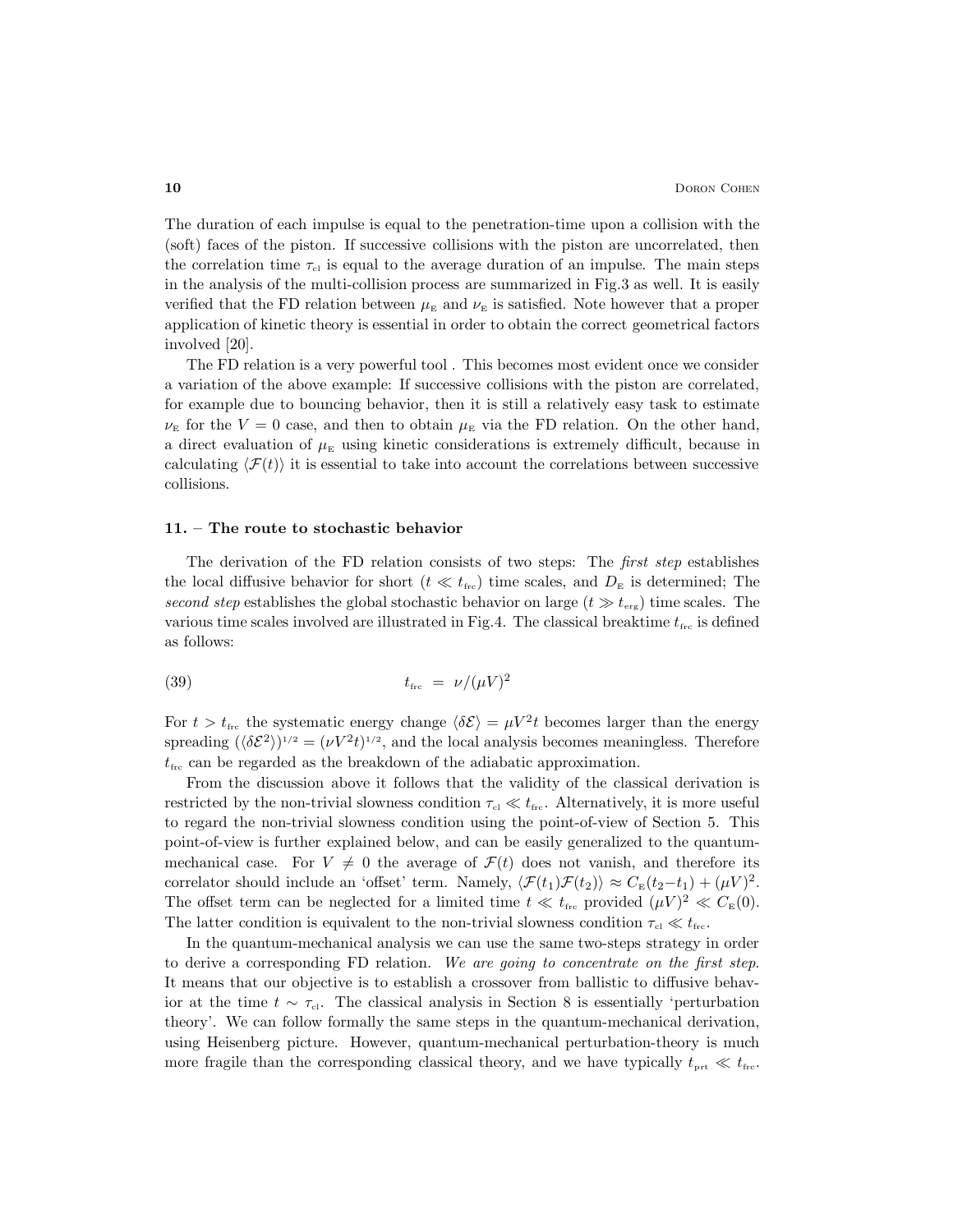The duration of each impulse is equal to the penetration-time upon a collision with the (soft) faces of the piston. If successive collisions with the piston are uncorrelated, then the correlation time $\tau_{\rm cl}$ is equal to the average duration of an impulse. The main steps in the analysis of the multi-collision process are summarized in Fig.3 as well. It is easily verified that the FD relation between $\mu_{\rm E}$ and $\nu_{\rm E}$ is satisfied. Note however that a proper application of kinetic theory is essential in order to obtain the correct geometrical factors involved [20].

The FD relation is a very powerful tool . This becomes most evident once we consider a variation of the above example: If successive collisions with the piston are correlated, for example due to bouncing behavior, then it is still a relatively easy task to estimate $\nu_{\rm E}$ for the $V = 0$ case, and then to obtain $\mu_{\rm E}$ via the FD relation. On the other hand, a direct evaluation of $\mu_{\rm E}$ using kinetic considerations is extremely difficult, because in calculating $\langle \mathcal{F}(t) \rangle$ it is essential to take into account the correlations between successive collisions.

## 11. – The route to stochastic behavior

The derivation of the FD relation consists of two steps: The *first step* establishes the local diffusive behavior for short ($t \ll t_{\rm frc}$) time scales, and $D_{\rm E}$ is determined; The *second step* establishes the global stochastic behavior on large ($t \gg t_{\rm erg}$) time scales. The various time scales involved are illustrated in Fig.4. The classical breaktime $t_{\rm frc}$ is defined as follows:

$$t_{\rm frc} \;=\; \nu/(\mu V)^2 \tag{39}$$

For $t > t_{\rm frc}$ the systematic energy change $\langle \delta\mathcal{E} \rangle = \mu V^2 t$ becomes larger than the energy spreading $(\langle \delta\mathcal{E}^2 \rangle)^{1/2} = (\nu V^2 t)^{1/2}$, and the local analysis becomes meaningless. Therefore $t_{\rm frc}$ can be regarded as the breakdown of the adiabatic approximation.

From the discussion above it follows that the validity of the classical derivation is restricted by the non-trivial slowness condition $\tau_{\rm cl} \ll t_{\rm frc}$. Alternatively, it is more useful to regard the non-trivial slowness condition using the point-of-view of Section 5. This point-of-view is further explained below, and can be easily generalized to the quantum-mechanical case. For $V \neq 0$ the average of $\mathcal{F}(t)$ does not vanish, and therefore its correlator should include an 'offset' term. Namely, $\langle \mathcal{F}(t_1)\mathcal{F}(t_2) \rangle \approx C_{\rm E}(t_2 - t_1) + (\mu V)^2$. The offset term can be neglected for a limited time $t \ll t_{\rm frc}$ provided $(\mu V)^2 \ll C_{\rm E}(0)$. The latter condition is equivalent to the non-trivial slowness condition $\tau_{\rm cl} \ll t_{\rm frc}$.

In the quantum-mechanical analysis we can use the same two-steps strategy in order to derive a corresponding FD relation. *We are going to concentrate on the first step.* It means that our objective is to establish a crossover from ballistic to diffusive behavior at the time $t \sim \tau_{\rm cl}$. The classical analysis in Section 8 is essentially 'perturbation theory'. We can follow formally the same steps in the quantum-mechanical derivation, using Heisenberg picture. However, quantum-mechanical perturbation-theory is much more fragile than the corresponding classical theory, and we have typically $t_{\rm prt} \ll t_{\rm frc}$.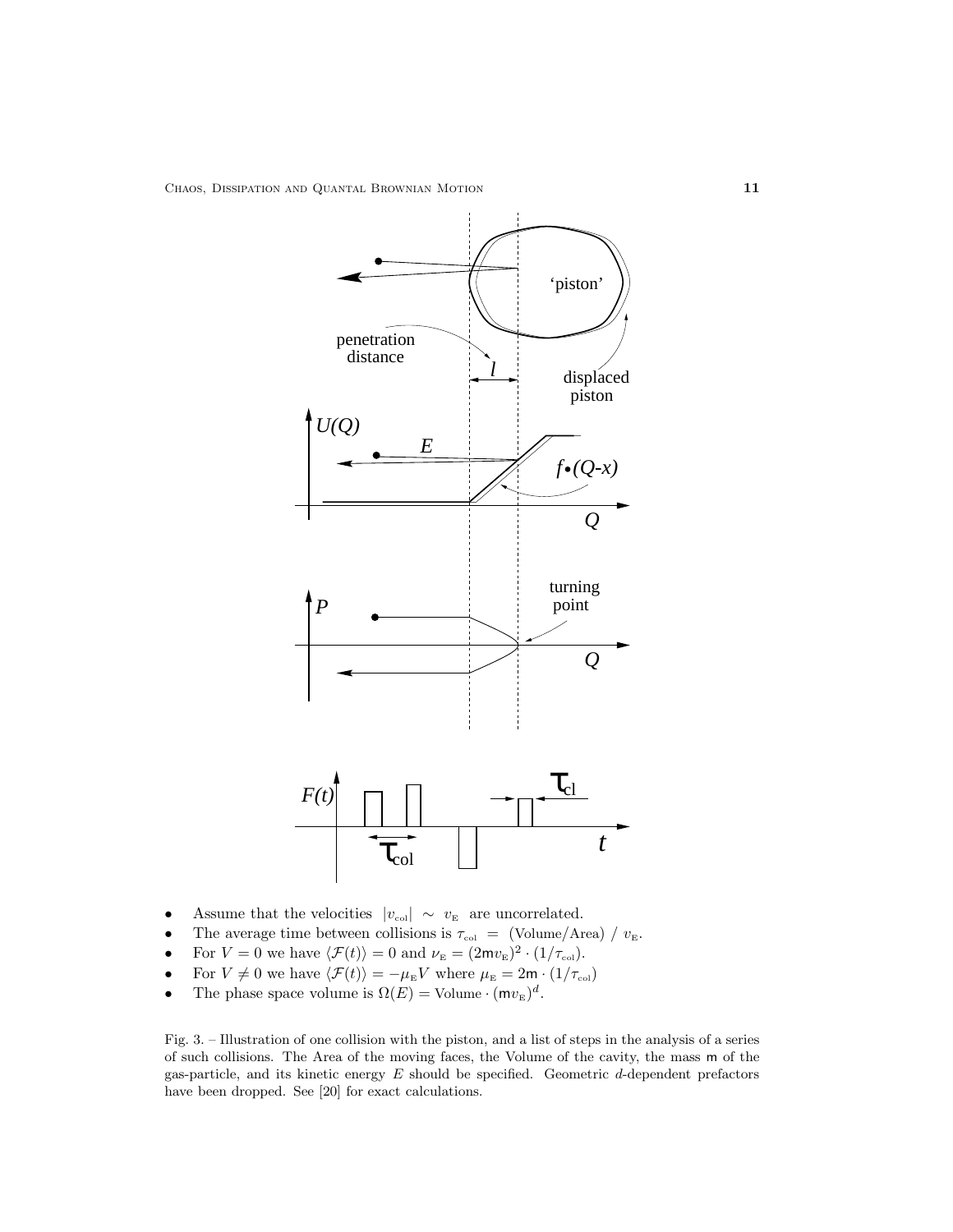- Assume that the velocities $|v_{\rm col}| \sim v_{\rm E}$ are uncorrelated.
- The average time between collisions is $\tau_{\rm col} = $ (Volume/Area) / $v_{\rm E}$.
- For $V = 0$ we have $\langle \mathcal{F}(t) \rangle = 0$ and $\nu_{\rm E} = (2\mathsf{m}v_{\rm E})^2 \cdot (1/\tau_{\rm col})$.
- For $V \neq 0$ we have $\langle \mathcal{F}(t) \rangle = -\mu_{\rm E} V$ where $\mu_{\rm E} = 2\mathsf{m} \cdot (1/\tau_{\rm col})$
- The phase space volume is $\Omega(E) = \text{Volume} \cdot (\mathsf{m}v_{\rm E})^d$.

Fig. 3. – Illustration of one collision with the piston, and a list of steps in the analysis of a series of such collisions. The Area of the moving faces, the Volume of the cavity, the mass $\mathsf{m}$ of the gas-particle, and its kinetic energy $E$ should be specified. Geometric $d$-dependent prefactors have been dropped. See [20] for exact calculations.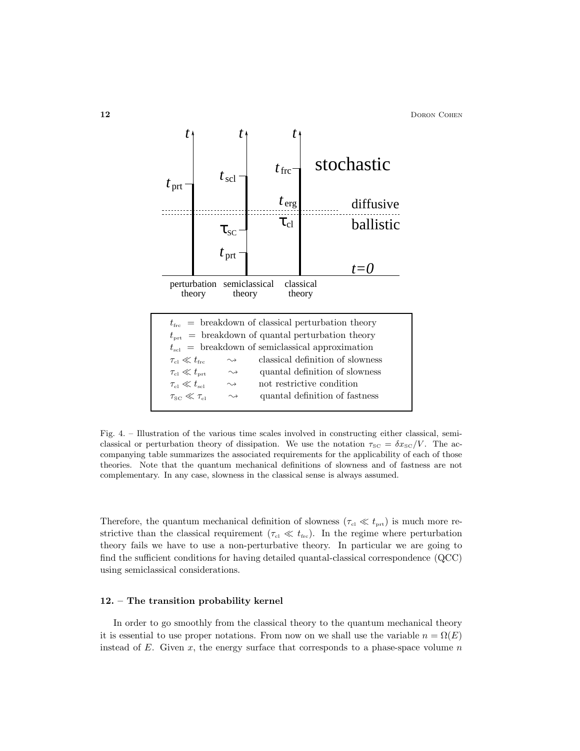| | | |
|---|---|---|
| $t_{\text{frc}}$ | = | breakdown of classical perturbation theory |
| $t_{\text{prt}}$ | = | breakdown of quantal perturbation theory |
| $t_{\text{scl}}$ | = | breakdown of semiclassical approximation |
| $\tau_{\text{cl}} \ll t_{\text{frc}}$ | $\rightsquigarrow$ | classical definition of slowness |
| $\tau_{\text{cl}} \ll t_{\text{prt}}$ | $\rightsquigarrow$ | quantal definition of slowness |
| $\tau_{\text{cl}} \ll t_{\text{scl}}$ | $\rightsquigarrow$ | not restrictive condition |
| $\tau_{\text{SC}} \ll \tau_{\text{cl}}$ | $\rightsquigarrow$ | quantal definition of fastness |

Fig. 4. – Illustration of the various time scales involved in constructing either classical, semiclassical or perturbation theory of dissipation. We use the notation $\tau_{\text{SC}} = \delta x_{\text{SC}}/V$. The accompanying table summarizes the associated requirements for the applicability of each of those theories. Note that the quantum mechanical definitions of slowness and of fastness are not complementary. In any case, slowness in the classical sense is always assumed.

Therefore, the quantum mechanical definition of slowness ($\tau_{\text{cl}} \ll t_{\text{prt}}$) is much more restrictive than the classical requirement ($\tau_{\text{cl}} \ll t_{\text{frc}}$). In the regime where perturbation theory fails we have to use a non-perturbative theory. In particular we are going to find the sufficient conditions for having detailed quantal-classical correspondence (QCC) using semiclassical considerations.

## 12. – The transition probability kernel

In order to go smoothly from the classical theory to the quantum mechanical theory it is essential to use proper notations. From now on we shall use the variable $n = \Omega(E)$ instead of $E$. Given $x$, the energy surface that corresponds to a phase-space volume $n$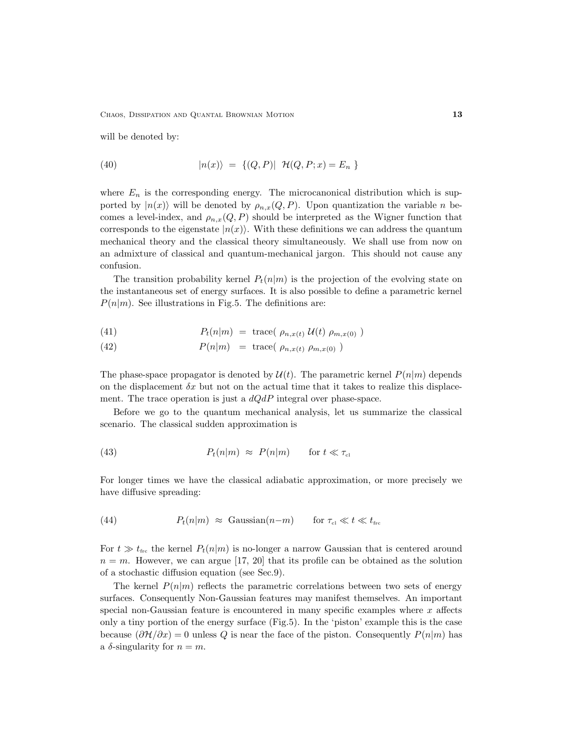will be denoted by:

$$|n(x)\rangle \;=\; \{(Q,P)|\;\; \mathcal{H}(Q,P;x) = E_n \;\} \tag{40}$$

where $E_n$ is the corresponding energy. The microcanonical distribution which is supported by $|n(x)\rangle$ will be denoted by $\rho_{n,x}(Q,P)$. Upon quantization the variable $n$ becomes a level-index, and $\rho_{n,x}(Q,P)$ should be interpreted as the Wigner function that corresponds to the eigenstate $|n(x)\rangle$. With these definitions we can address the quantum mechanical theory and the classical theory simultaneously. We shall use from now on an admixture of classical and quantum-mechanical jargon. This should not cause any confusion.

The transition probability kernel $P_t(n|m)$ is the projection of the evolving state on the instantaneous set of energy surfaces. It is also possible to define a parametric kernel $P(n|m)$. See illustrations in Fig.5. The definitions are:

$$P_t(n|m) \;=\; \text{trace}(\; \rho_{n,x(t)}\; \mathcal{U}(t)\; \rho_{m,x(0)}\; ) \tag{41}$$

$$P(n|m) \;\;=\; \text{trace}(\; \rho_{n,x(t)}\; \rho_{m,x(0)}\; ) \tag{42}$$

The phase-space propagator is denoted by $\mathcal{U}(t)$. The parametric kernel $P(n|m)$ depends on the displacement $\delta x$ but not on the actual time that it takes to realize this displacement. The trace operation is just a $dQdP$ integral over phase-space.

Before we go to the quantum mechanical analysis, let us summarize the classical scenario. The classical sudden approximation is

$$P_t(n|m) \;\approx\; P(n|m) \qquad \text{for } t \ll \tau_{\text{cl}} \tag{43}$$

For longer times we have the classical adiabatic approximation, or more precisely we have diffusive spreading:

$$P_t(n|m) \;\approx\; \text{Gaussian}(n{-}m) \qquad \text{for } \tau_{\text{cl}} \ll t \ll t_{\text{frc}} \tag{44}$$

For $t \gg t_{\text{frc}}$ the kernel $P_t(n|m)$ is no-longer a narrow Gaussian that is centered around $n = m$. However, we can argue [17, 20] that its profile can be obtained as the solution of a stochastic diffusion equation (see Sec.9).

The kernel $P(n|m)$ reflects the parametric correlations between two sets of energy surfaces. Consequently Non-Gaussian features may manifest themselves. An important special non-Gaussian feature is encountered in many specific examples where $x$ affects only a tiny portion of the energy surface (Fig.5). In the 'piston' example this is the case because $(\partial\mathcal{H}/\partial x) = 0$ unless $Q$ is near the face of the piston. Consequently $P(n|m)$ has a $\delta$-singularity for $n = m$.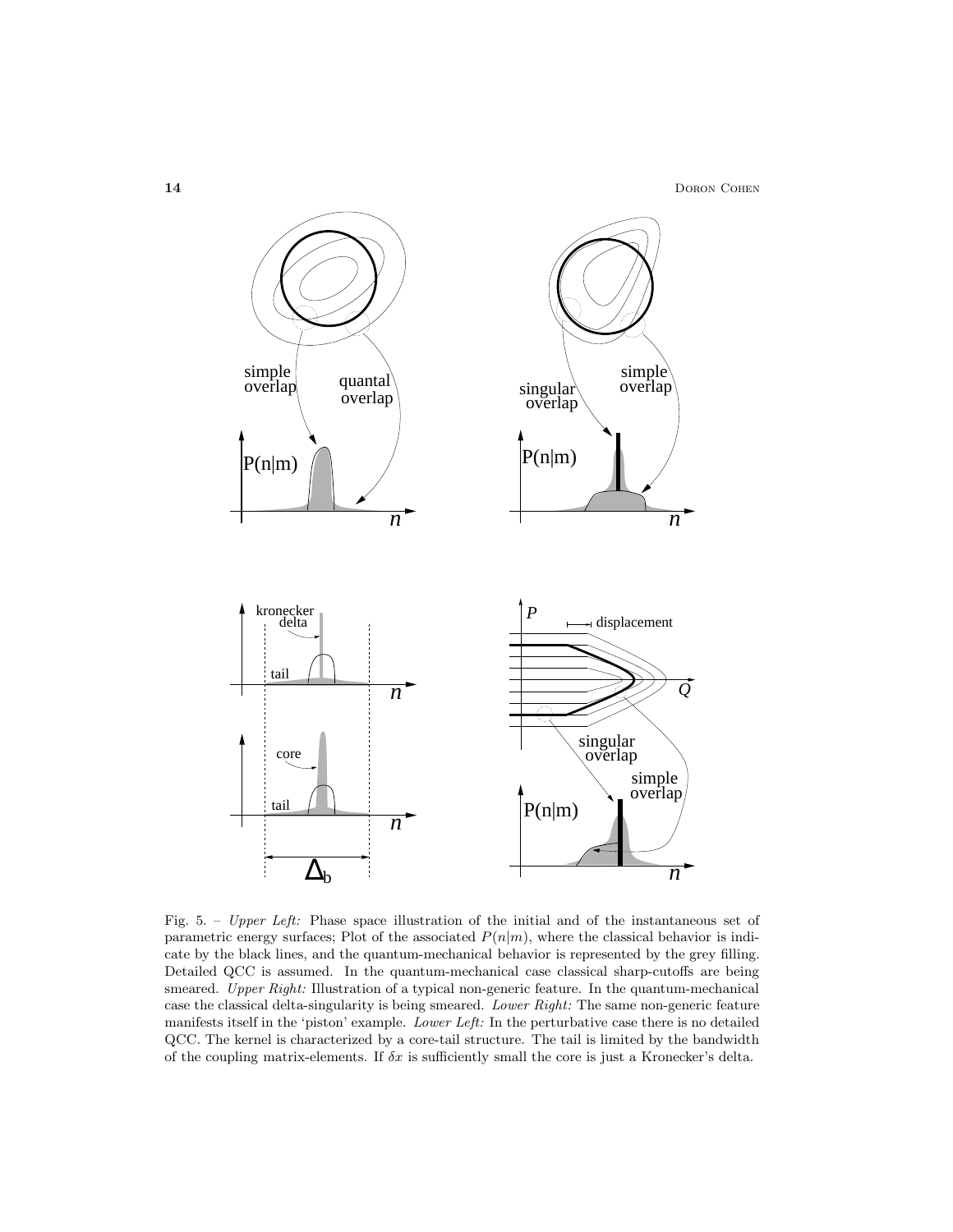Fig. 5. – *Upper Left:* Phase space illustration of the initial and of the instantaneous set of parametric energy surfaces; Plot of the associated $P(n|m)$, where the classical behavior is indicate by the black lines, and the quantum-mechanical behavior is represented by the grey filling. Detailed QCC is assumed. In the quantum-mechanical case classical sharp-cutoffs are being smeared. *Upper Right:* Illustration of a typical non-generic feature. In the quantum-mechanical case the classical delta-singularity is being smeared. *Lower Right:* The same non-generic feature manifests itself in the 'piston' example. *Lower Left:* In the perturbative case there is no detailed QCC. The kernel is characterized by a core-tail structure. The tail is limited by the bandwidth of the coupling matrix-elements. If $\delta x$ is sufficiently small the core is just a Kronecker's delta.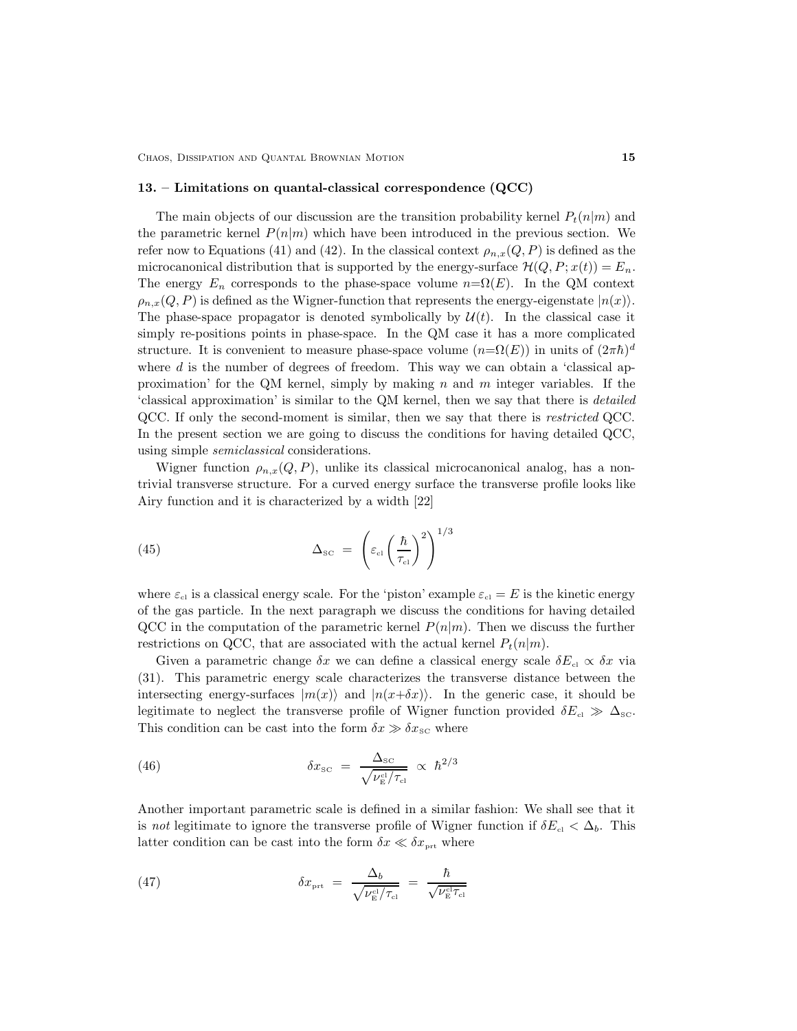## 13. – Limitations on quantal-classical correspondence (QCC)

The main objects of our discussion are the transition probability kernel $P_t(n|m)$ and the parametric kernel $P(n|m)$ which have been introduced in the previous section. We refer now to Equations (41) and (42). In the classical context $\rho_{n,x}(Q,P)$ is defined as the microcanonical distribution that is supported by the energy-surface $\mathcal{H}(Q,P;x(t)) = E_n$. The energy $E_n$ corresponds to the phase-space volume $n{=}\Omega(E)$. In the QM context $\rho_{n,x}(Q,P)$ is defined as the Wigner-function that represents the energy-eigenstate $|n(x)\rangle$. The phase-space propagator is denoted symbolically by $\mathcal{U}(t)$. In the classical case it simply re-positions points in phase-space. In the QM case it has a more complicated structure. It is convenient to measure phase-space volume ($n{=}\Omega(E)$) in units of $(2\pi\hbar)^d$ where $d$ is the number of degrees of freedom. This way we can obtain a 'classical approximation' for the QM kernel, simply by making $n$ and $m$ integer variables. If the 'classical approximation' is similar to the QM kernel, then we say that there is *detailed* QCC. If only the second-moment is similar, then we say that there is *restricted* QCC. In the present section we are going to discuss the conditions for having detailed QCC, using simple *semiclassical* considerations.

Wigner function $\rho_{n,x}(Q,P)$, unlike its classical microcanonical analog, has a non-trivial transverse structure. For a curved energy surface the transverse profile looks like Airy function and it is characterized by a width [22]

$$\Delta_{\text{SC}} \; = \; \left( \varepsilon_{\text{cl}} \left( \frac{\hbar}{\tau_{\text{cl}}} \right)^2 \right)^{1/3} \tag{45}$$

where $\varepsilon_{\text{cl}}$ is a classical energy scale. For the 'piston' example $\varepsilon_{\text{cl}} = E$ is the kinetic energy of the gas particle. In the next paragraph we discuss the conditions for having detailed QCC in the computation of the parametric kernel $P(n|m)$. Then we discuss the further restrictions on QCC, that are associated with the actual kernel $P_t(n|m)$.

Given a parametric change $\delta x$ we can define a classical energy scale $\delta E_{\text{cl}} \propto \delta x$ via (31). This parametric energy scale characterizes the transverse distance between the intersecting energy-surfaces $|m(x)\rangle$ and $|n(x{+}\delta x)\rangle$. In the generic case, it should be legitimate to neglect the transverse profile of Wigner function provided $\delta E_{\text{cl}} \gg \Delta_{\text{SC}}$. This condition can be cast into the form $\delta x \gg \delta x_{\text{SC}}$ where

$$\delta x_{\text{SC}} \; = \; \frac{\Delta_{\text{SC}}}{\sqrt{\nu_{\text{E}}^{\text{cl}}/\tau_{\text{cl}}}} \; \propto \; \hbar^{2/3} \tag{46}$$

Another important parametric scale is defined in a similar fashion: We shall see that it is *not* legitimate to ignore the transverse profile of Wigner function if $\delta E_{\text{cl}} < \Delta_b$. This latter condition can be cast into the form $\delta x \ll \delta x_{\text{prt}}$ where

$$\delta x_{\text{prt}} \; = \; \frac{\Delta_b}{\sqrt{\nu_{\text{E}}^{\text{cl}}/\tau_{\text{cl}}}} \; = \; \frac{\hbar}{\sqrt{\nu_{\text{E}}^{\text{cl}}\tau_{\text{cl}}}} \tag{47}$$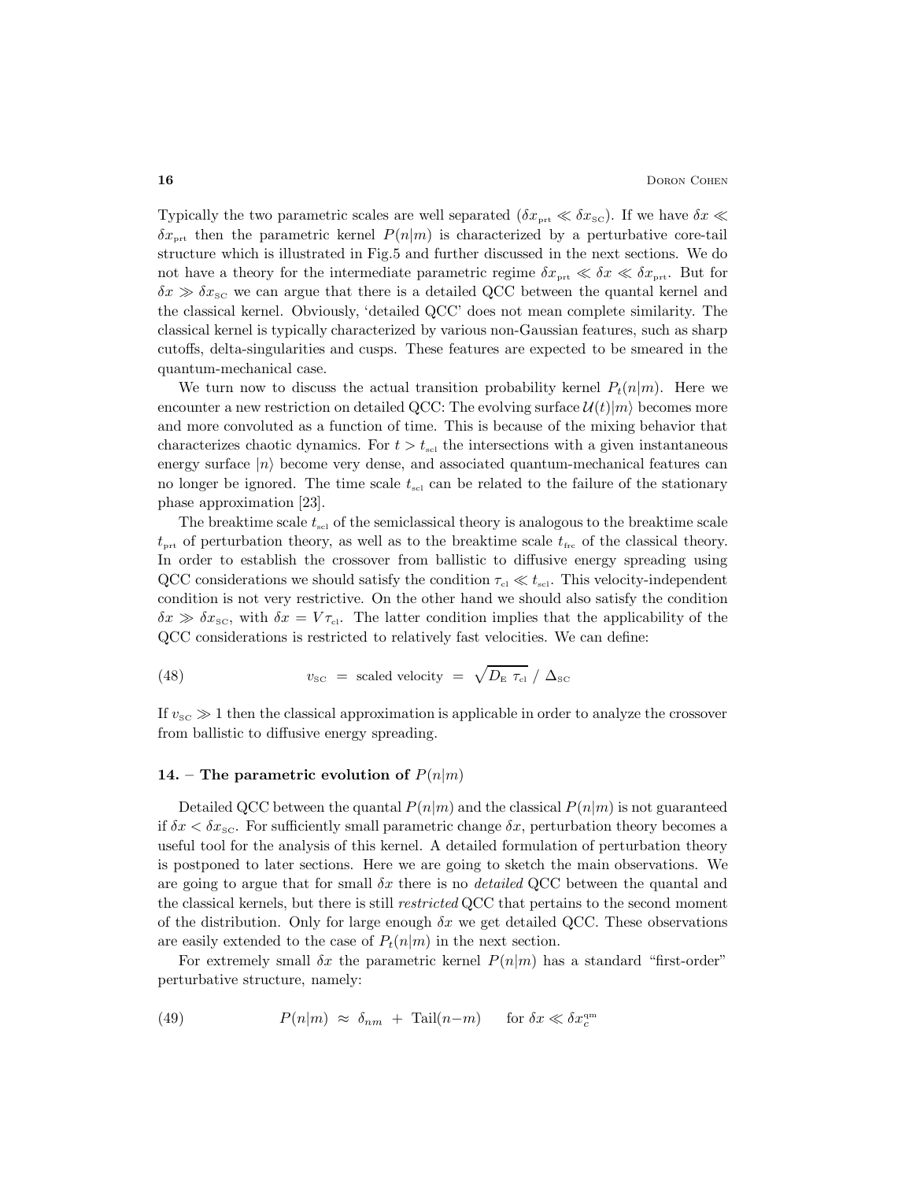Typically the two parametric scales are well separated ($\delta x_{\text{prt}} \ll \delta x_{\text{SC}}$). If we have $\delta x \ll \delta x_{\text{prt}}$ then the parametric kernel $P(n|m)$ is characterized by a perturbative core-tail structure which is illustrated in Fig.5 and further discussed in the next sections. We do not have a theory for the intermediate parametric regime $\delta x_{\text{prt}} \ll \delta x \ll \delta x_{\text{prt}}$. But for $\delta x \gg \delta x_{\text{SC}}$ we can argue that there is a detailed QCC between the quantal kernel and the classical kernel. Obviously, 'detailed QCC' does not mean complete similarity. The classical kernel is typically characterized by various non-Gaussian features, such as sharp cutoffs, delta-singularities and cusps. These features are expected to be smeared in the quantum-mechanical case.

We turn now to discuss the actual transition probability kernel $P_t(n|m)$. Here we encounter a new restriction on detailed QCC: The evolving surface $\mathcal{U}(t)|m\rangle$ becomes more and more convoluted as a function of time. This is because of the mixing behavior that characterizes chaotic dynamics. For $t > t_{\text{scl}}$ the intersections with a given instantaneous energy surface $|n\rangle$ become very dense, and associated quantum-mechanical features can no longer be ignored. The time scale $t_{\text{scl}}$ can be related to the failure of the stationary phase approximation [23].

The breaktime scale $t_{\text{scl}}$ of the semiclassical theory is analogous to the breaktime scale $t_{\text{prt}}$ of perturbation theory, as well as to the breaktime scale $t_{\text{frc}}$ of the classical theory. In order to establish the crossover from ballistic to diffusive energy spreading using QCC considerations we should satisfy the condition $\tau_{\text{cl}} \ll t_{\text{scl}}$. This velocity-independent condition is not very restrictive. On the other hand we should also satisfy the condition $\delta x \gg \delta x_{\text{SC}}$, with $\delta x = V\tau_{\text{cl}}$. The latter condition implies that the applicability of the QCC considerations is restricted to relatively fast velocities. We can define:

$$v_{\text{SC}} \;=\; \text{scaled velocity} \;=\; \sqrt{D_{\text{E}}\ \tau_{\text{cl}}}\ /\ \Delta_{\text{SC}} \tag{48}$$

If $v_{\text{SC}} \gg 1$ then the classical approximation is applicable in order to analyze the crossover from ballistic to diffusive energy spreading.

## 14. – The parametric evolution of $P(n|m)$

Detailed QCC between the quantal $P(n|m)$ and the classical $P(n|m)$ is not guaranteed if $\delta x < \delta x_{\text{SC}}$. For sufficiently small parametric change $\delta x$, perturbation theory becomes a useful tool for the analysis of this kernel. A detailed formulation of perturbation theory is postponed to later sections. Here we are going to sketch the main observations. We are going to argue that for small $\delta x$ there is no *detailed* QCC between the quantal and the classical kernels, but there is still *restricted* QCC that pertains to the second moment of the distribution. Only for large enough $\delta x$ we get detailed QCC. These observations are easily extended to the case of $P_t(n|m)$ in the next section.

For extremely small $\delta x$ the parametric kernel $P(n|m)$ has a standard "first-order" perturbative structure, namely:

$$P(n|m) \;\approx\; \delta_{nm} \;+\; \text{Tail}(n{-}m) \qquad \text{for } \delta x \ll \delta x_c^{\text{qm}} \tag{49}$$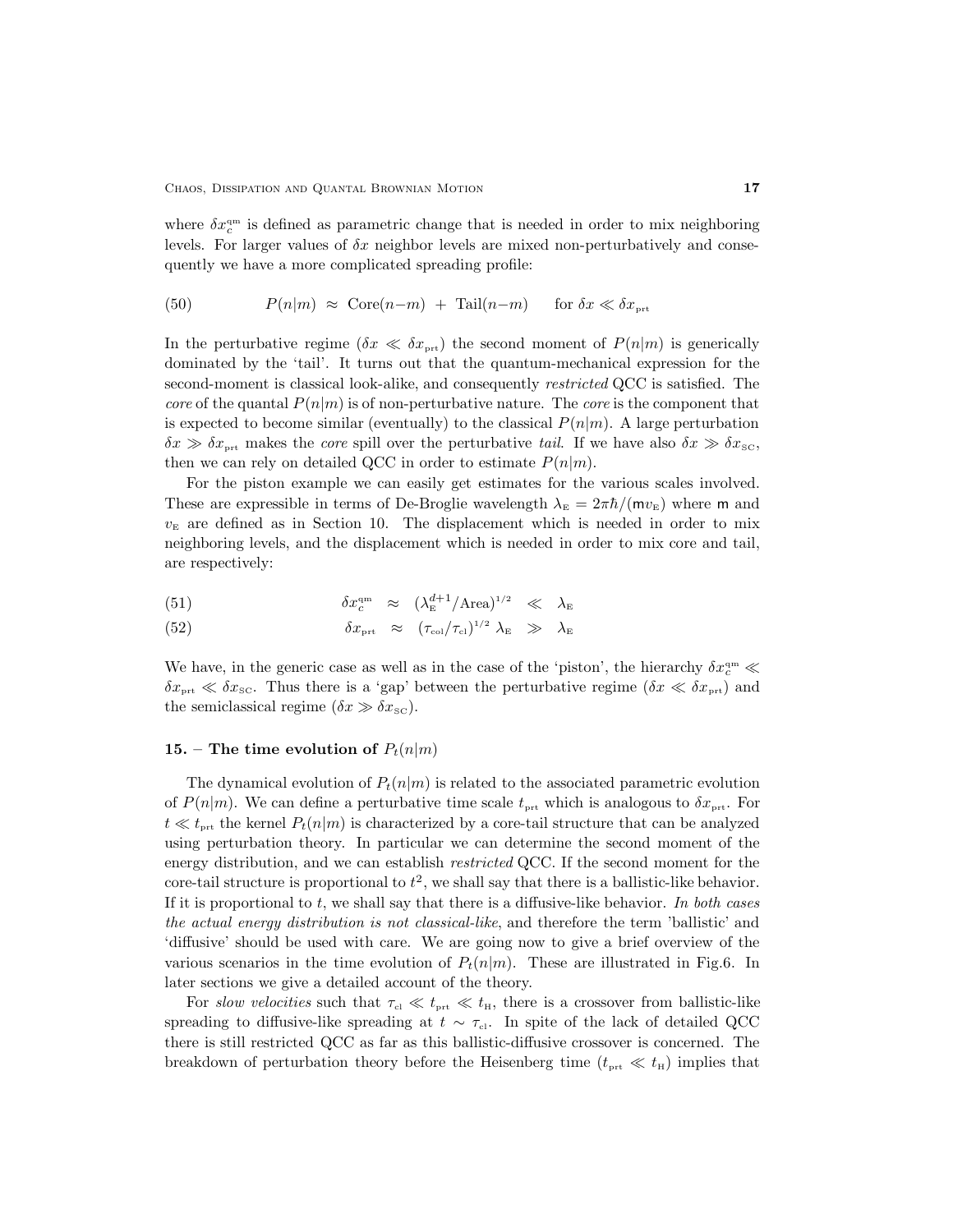where $\delta x_c^{\rm qm}$ is defined as parametric change that is needed in order to mix neighboring levels. For larger values of $\delta x$ neighbor levels are mixed non-perturbatively and consequently we have a more complicated spreading profile:

$$P(n|m) \;\approx\; \mathrm{Core}(n{-}m) \;+\; \mathrm{Tail}(n{-}m) \qquad \text{for } \delta x \ll \delta x_{\rm prt} \tag{50}$$

In the perturbative regime ($\delta x \ll \delta x_{\rm prt}$) the second moment of $P(n|m)$ is generically dominated by the 'tail'. It turns out that the quantum-mechanical expression for the second-moment is classical look-alike, and consequently *restricted* QCC is satisfied. The *core* of the quantal $P(n|m)$ is of non-perturbative nature. The *core* is the component that is expected to become similar (eventually) to the classical $P(n|m)$. A large perturbation $\delta x \gg \delta x_{\rm prt}$ makes the *core* spill over the perturbative *tail*. If we have also $\delta x \gg \delta x_{\rm SC}$, then we can rely on detailed QCC in order to estimate $P(n|m)$.

For the piston example we can easily get estimates for the various scales involved. These are expressible in terms of De-Broglie wavelength $\lambda_{\rm E} = 2\pi\hbar/(\mathsf{m}v_{\rm E})$ where $\mathsf{m}$ and $v_{\rm E}$ are defined as in Section 10. The displacement which is needed in order to mix neighboring levels, and the displacement which is needed in order to mix core and tail, are respectively:

$$\delta x_c^{\rm qm} \;\approx\; (\lambda_{\rm E}^{d+1}/\mathrm{Area})^{1/2} \;\ll\; \lambda_{\rm E} \tag{51}$$

$$\delta x_{\rm prt} \;\approx\; (\tau_{\rm col}/\tau_{\rm cl})^{1/2}\, \lambda_{\rm E} \;\gg\; \lambda_{\rm E} \tag{52}$$

We have, in the generic case as well as in the case of the 'piston', the hierarchy $\delta x_c^{\rm qm} \ll \delta x_{\rm prt} \ll \delta x_{\rm SC}$. Thus there is a 'gap' between the perturbative regime ($\delta x \ll \delta x_{\rm prt}$) and the semiclassical regime ($\delta x \gg \delta x_{\rm SC}$).

## 15. – The time evolution of $P_t(n|m)$

The dynamical evolution of $P_t(n|m)$ is related to the associated parametric evolution of $P(n|m)$. We can define a perturbative time scale $t_{\rm prt}$ which is analogous to $\delta x_{\rm prt}$. For $t \ll t_{\rm prt}$ the kernel $P_t(n|m)$ is characterized by a core-tail structure that can be analyzed using perturbation theory. In particular we can determine the second moment of the energy distribution, and we can establish *restricted* QCC. If the second moment for the core-tail structure is proportional to $t^2$, we shall say that there is a ballistic-like behavior. If it is proportional to $t$, we shall say that there is a diffusive-like behavior. *In both cases the actual energy distribution is not classical-like*, and therefore the term 'ballistic' and 'diffusive' should be used with care. We are going now to give a brief overview of the various scenarios in the time evolution of $P_t(n|m)$. These are illustrated in Fig.6. In later sections we give a detailed account of the theory.

For *slow velocities* such that $\tau_{\rm cl} \ll t_{\rm prt} \ll t_{\rm H}$, there is a crossover from ballistic-like spreading to diffusive-like spreading at $t \sim \tau_{\rm cl}$. In spite of the lack of detailed QCC there is still restricted QCC as far as this ballistic-diffusive crossover is concerned. The breakdown of perturbation theory before the Heisenberg time ($t_{\rm prt} \ll t_{\rm H}$) implies that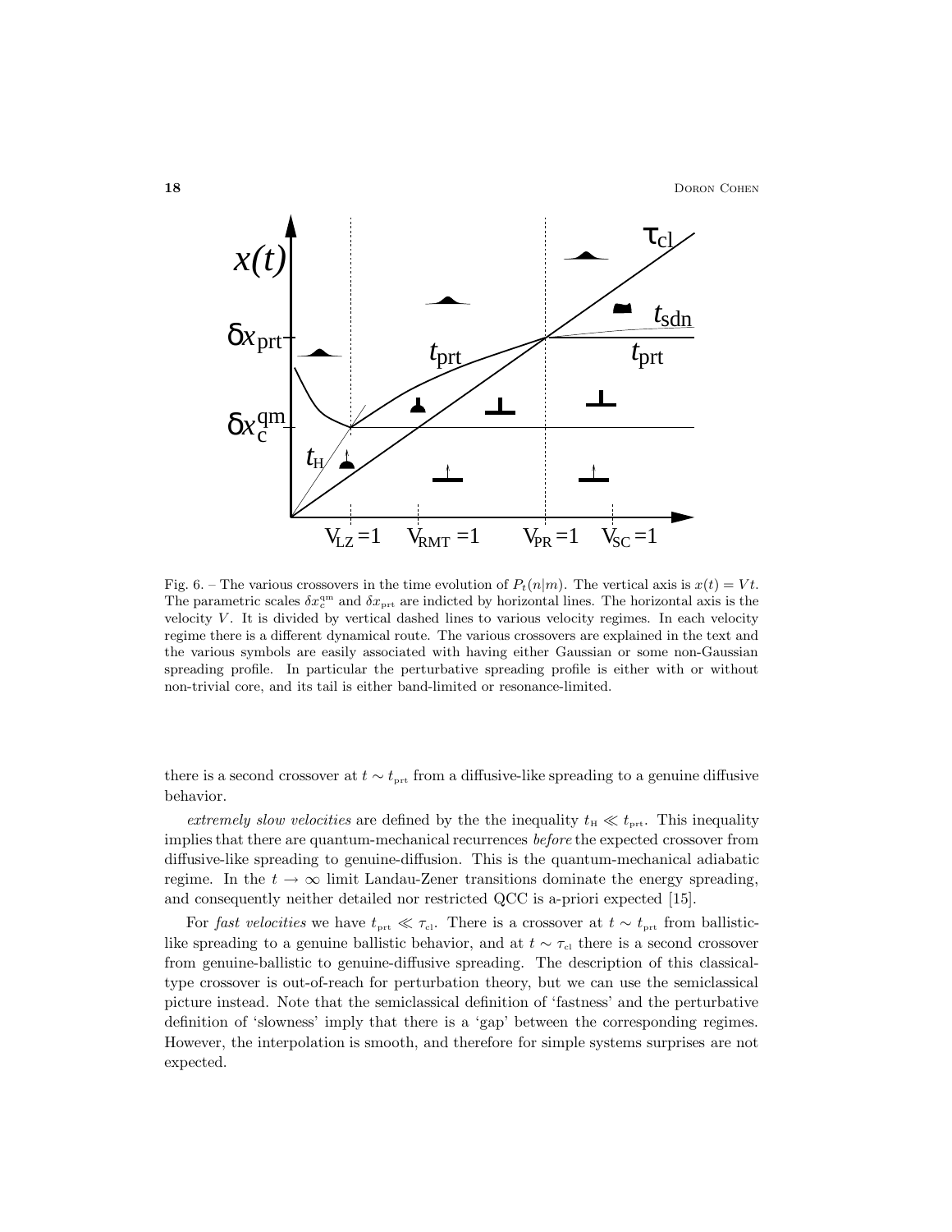Fig. 6. – The various crossovers in the time evolution of $P_t(n|m)$. The vertical axis is $x(t) = Vt$. The parametric scales $\delta x_c^{\rm qm}$ and $\delta x_{\rm prt}$ are indicted by horizontal lines. The horizontal axis is the velocity $V$. It is divided by vertical dashed lines to various velocity regimes. In each velocity regime there is a different dynamical route. The various crossovers are explained in the text and the various symbols are easily associated with having either Gaussian or some non-Gaussian spreading profile. In particular the perturbative spreading profile is either with or without non-trivial core, and its tail is either band-limited or resonance-limited.

there is a second crossover at $t \sim t_{\rm prt}$ from a diffusive-like spreading to a genuine diffusive behavior.

*extremely slow velocities* are defined by the the inequality $t_{\rm H} \ll t_{\rm prt}$. This inequality implies that there are quantum-mechanical recurrences *before* the expected crossover from diffusive-like spreading to genuine-diffusion. This is the quantum-mechanical adiabatic regime. In the $t \to \infty$ limit Landau-Zener transitions dominate the energy spreading, and consequently neither detailed nor restricted QCC is a-priori expected [15].

For *fast velocities* we have $t_{\rm prt} \ll \tau_{\rm cl}$. There is a crossover at $t \sim t_{\rm prt}$ from ballistic-like spreading to a genuine ballistic behavior, and at $t \sim \tau_{\rm cl}$ there is a second crossover from genuine-ballistic to genuine-diffusive spreading. The description of this classical-type crossover is out-of-reach for perturbation theory, but we can use the semiclassical picture instead. Note that the semiclassical definition of 'fastness' and the perturbative definition of 'slowness' imply that there is a 'gap' between the corresponding regimes. However, the interpolation is smooth, and therefore for simple systems surprises are not expected.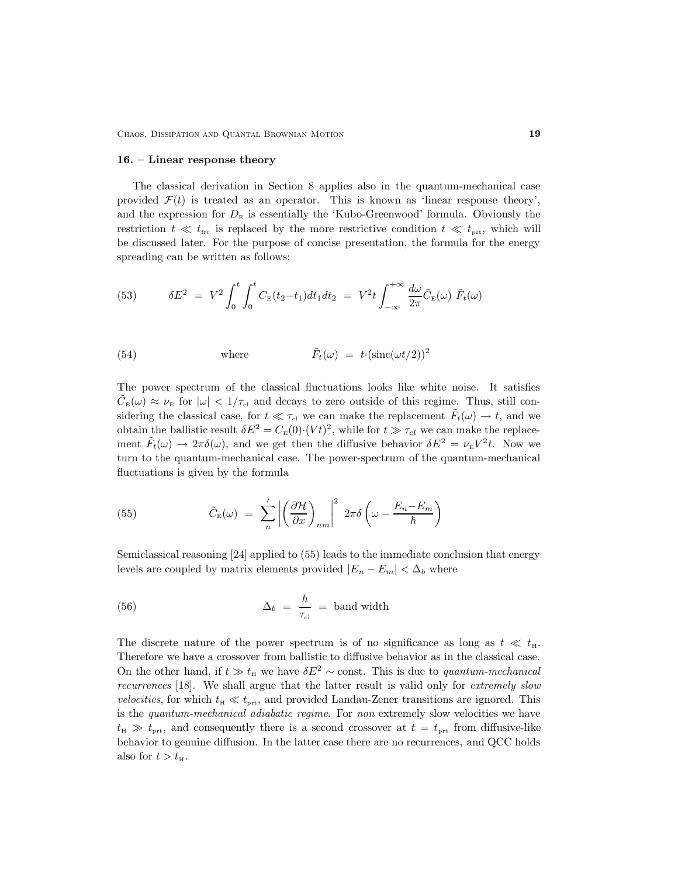### 16. – Linear response theory

The classical derivation in Section 8 applies also in the quantum-mechanical case provided $\mathcal{F}(t)$ is treated as an operator. This is known as 'linear response theory', and the expression for $D_{\text{E}}$ is essentially the 'Kubo-Greenwood' formula. Obviously the restriction $t \ll t_{\text{frc}}$ is replaced by the more restrictive condition $t \ll t_{\text{prt}}$, which will be discussed later. For the purpose of concise presentation, the formula for the energy spreading can be written as follows:

$$\delta E^2 \;=\; V^2 \int_0^t \int_0^t C_{\text{E}}(t_2 - t_1) dt_1 dt_2 \;=\; V^2 t \int_{-\infty}^{+\infty} \frac{d\omega}{2\pi} \tilde{C}_{\text{E}}(\omega)\; \tilde{F}_t(\omega) \tag{53}$$

$$\text{where} \qquad \tilde{F}_t(\omega) \;=\; t \cdot (\text{sinc}(\omega t/2))^2 \tag{54}$$

The power spectrum of the classical fluctuations looks like white noise. It satisfies $\tilde{C}_{\text{E}}(\omega) \approx \nu_{\text{E}}$ for $|\omega| < 1/\tau_{\text{cl}}$ and decays to zero outside of this regime. Thus, still considering the classical case, for $t \ll \tau_{\text{cl}}$ we can make the replacement $\tilde{F}_t(\omega) \to t$, and we obtain the ballistic result $\delta E^2 = C_{\text{E}}(0) \cdot (Vt)^2$, while for $t \gg \tau_{cl}$ we can make the replacement $\tilde{F}_t(\omega) \to 2\pi\delta(\omega)$, and we get then the diffusive behavior $\delta E^2 = \nu_{\text{E}} V^2 t$. Now we turn to the quantum-mechanical case. The power-spectrum of the quantum-mechanical fluctuations is given by the formula

$$\tilde{C}_{\text{E}}(\omega) \;=\; \sum_n{}' \left| \left( \frac{\partial \mathcal{H}}{\partial x} \right)_{nm} \right|^2 \; 2\pi\delta\left( \omega - \frac{E_n - E_m}{\hbar} \right) \tag{55}$$

Semiclassical reasoning [24] applied to (55) leads to the immediate conclusion that energy levels are coupled by matrix elements provided $|E_n - E_m| < \Delta_b$ where

$$\Delta_b \;=\; \frac{\hbar}{\tau_{\text{cl}}} \;=\; \text{band width} \tag{56}$$

The discrete nature of the power spectrum is of no significance as long as $t \ll t_{\text{H}}$. Therefore we have a crossover from ballistic to diffusive behavior as in the classical case. On the other hand, if $t \gg t_{\text{H}}$ we have $\delta E^2 \sim$ const. This is due to *quantum-mechanical recurrences* [18]. We shall argue that the latter result is valid only for *extremely slow velocities*, for which $t_{\text{H}} \ll t_{\text{prt}}$, and provided Landau-Zener transitions are ignored. This is the *quantum-mechanical adiabatic regime*. For *non* extremely slow velocities we have $t_{\text{H}} \gg t_{\text{prt}}$, and consequently there is a second crossover at $t = t_{\text{prt}}$ from diffusive-like behavior to genuine diffusion. In the latter case there are no recurrences, and QCC holds also for $t > t_{\text{H}}$.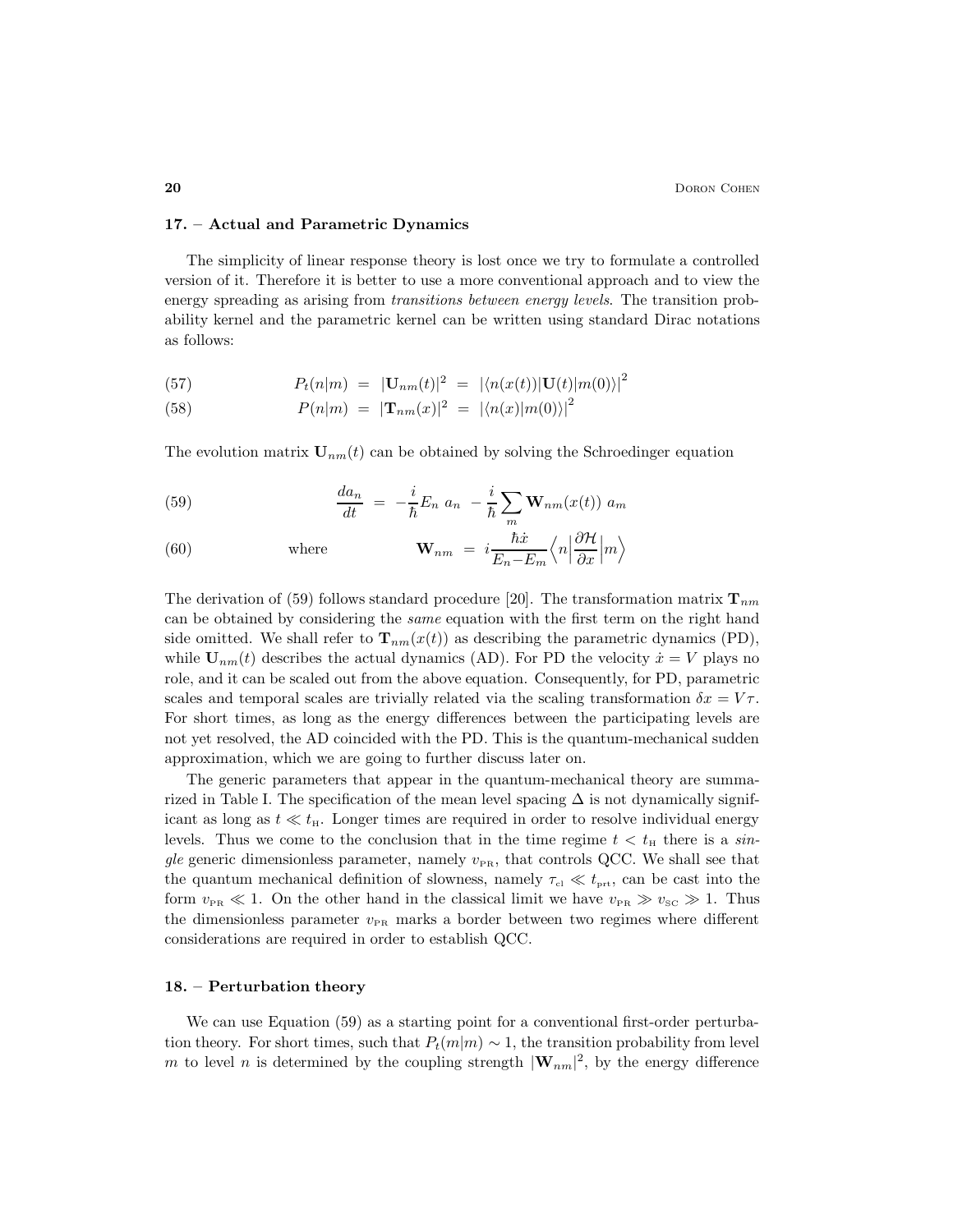## 17. – Actual and Parametric Dynamics

The simplicity of linear response theory is lost once we try to formulate a controlled version of it. Therefore it is better to use a more conventional approach and to view the energy spreading as arising from *transitions between energy levels*. The transition probability kernel and the parametric kernel can be written using standard Dirac notations as follows:

$$P_t(n|m) \;=\; |\mathbf{U}_{nm}(t)|^2 \;=\; \left|\langle n(x(t))|\mathbf{U}(t)|m(0)\rangle\right|^2 \tag{57}$$

$$P(n|m) \;=\; |\mathbf{T}_{nm}(x)|^2 \;=\; \left|\langle n(x)|m(0)\rangle\right|^2 \tag{58}$$

The evolution matrix $\mathbf{U}_{nm}(t)$ can be obtained by solving the Schroedinger equation

$$\frac{da_n}{dt} \;=\; -\frac{i}{\hbar}E_n\, a_n \;-\frac{i}{\hbar}\sum_m \mathbf{W}_{nm}(x(t))\; a_m \tag{59}$$

$$\text{where} \qquad \mathbf{W}_{nm} \;=\; i\frac{\hbar\dot{x}}{E_n{-}E_m}\left\langle n\left|\frac{\partial\mathcal{H}}{\partial x}\right|m\right\rangle \tag{60}$$

The derivation of (59) follows standard procedure [20]. The transformation matrix $\mathbf{T}_{nm}$ can be obtained by considering the *same* equation with the first term on the right hand side omitted. We shall refer to $\mathbf{T}_{nm}(x(t))$ as describing the parametric dynamics (PD), while $\mathbf{U}_{nm}(t)$ describes the actual dynamics (AD). For PD the velocity $\dot{x} = V$ plays no role, and it can be scaled out from the above equation. Consequently, for PD, parametric scales and temporal scales are trivially related via the scaling transformation $\delta x = V\tau$. For short times, as long as the energy differences between the participating levels are not yet resolved, the AD coincided with the PD. This is the quantum-mechanical sudden approximation, which we are going to further discuss later on.

The generic parameters that appear in the quantum-mechanical theory are summarized in Table I. The specification of the mean level spacing $\Delta$ is not dynamically significant as long as $t \ll t_{\text{H}}$. Longer times are required in order to resolve individual energy levels. Thus we come to the conclusion that in the time regime $t < t_{\text{H}}$ there is a *single* generic dimensionless parameter, namely $v_{\text{PR}}$, that controls QCC. We shall see that the quantum mechanical definition of slowness, namely $\tau_{\text{cl}} \ll t_{\text{prt}}$, can be cast into the form $v_{\text{PR}} \ll 1$. On the other hand in the classical limit we have $v_{\text{PR}} \gg v_{\text{SC}} \gg 1$. Thus the dimensionless parameter $v_{\text{PR}}$ marks a border between two regimes where different considerations are required in order to establish QCC.

## 18. – Perturbation theory

We can use Equation (59) as a starting point for a conventional first-order perturbation theory. For short times, such that $P_t(m|m) \sim 1$, the transition probability from level $m$ to level $n$ is determined by the coupling strength $|\mathbf{W}_{nm}|^2$, by the energy difference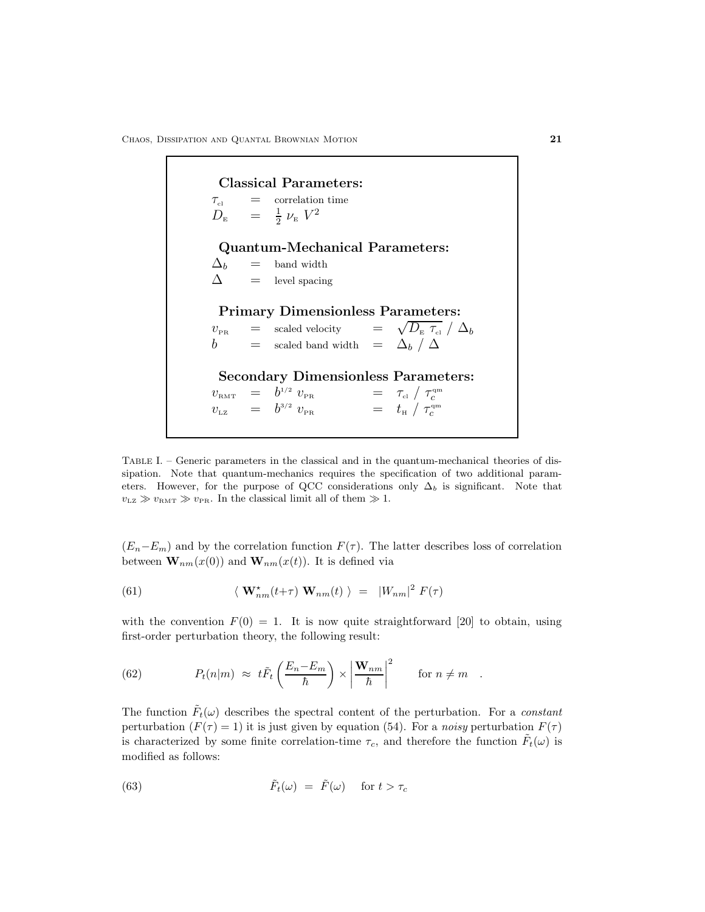| | | | | |
|---|---|---|---|---|
| **Classical Parameters:** | | | | |
| $\tau_{\rm cl}$ | = | correlation time | | |
| $D_{\rm E}$ | = | $\frac{1}{2}\,\nu_{\rm E}\,V^2$ | | |
| **Quantum-Mechanical Parameters:** | | | | |
| $\Delta_b$ | = | band width | | |
| $\Delta$ | = | level spacing | | |
| **Primary Dimensionless Parameters:** | | | | |
| $v_{\rm PR}$ | = | scaled velocity | = | $\sqrt{D_{\rm E}\,\tau_{\rm cl}}\;/\;\Delta_b$ |
| $b$ | = | scaled band width | = | $\Delta_b\;/\;\Delta$ |
| **Secondary Dimensionless Parameters:** | | | | |
| $v_{\rm RMT}$ | = | $b^{1/2}\;v_{\rm PR}$ | = | $\tau_{\rm cl}\;/\;\tau_c^{\rm qm}$ |
| $v_{\rm LZ}$ | = | $b^{3/2}\;v_{\rm PR}$ | = | $t_{\rm H}\;/\;\tau_c^{\rm qm}$ |

Table I. – Generic parameters in the classical and in the quantum-mechanical theories of dissipation. Note that quantum-mechanics requires the specification of two additional parameters. However, for the purpose of QCC considerations only $\Delta_b$ is significant. Note that $v_{\rm LZ} \gg v_{\rm RMT} \gg v_{\rm PR}$. In the classical limit all of them $\gg 1$.

$(E_n{-}E_m)$ and by the correlation function $F(\tau)$. The latter describes loss of correlation between $\mathbf{W}_{nm}(x(0))$ and $\mathbf{W}_{nm}(x(t))$. It is defined via

$$\langle\; \mathbf{W}^{\star}_{nm}(t{+}\tau)\;\mathbf{W}_{nm}(t)\;\rangle \;=\; |W_{nm}|^2\;F(\tau) \tag{61}$$

with the convention $F(0)=1$. It is now quite straightforward [20] to obtain, using first-order perturbation theory, the following result:

$$P_t(n|m) \;\approx\; t\tilde{F}_t\left(\frac{E_n{-}E_m}{\hbar}\right) \times \left|\frac{\mathbf{W}_{nm}}{\hbar}\right|^2 \qquad \text{for } n \neq m \quad . \tag{62}$$

The function $\tilde{F}_t(\omega)$ describes the spectral content of the perturbation. For a *constant* perturbation ($F(\tau)=1$) it is just given by equation (54). For a *noisy* perturbation $F(\tau)$ is characterized by some finite correlation-time $\tau_c$, and therefore the function $\tilde{F}_t(\omega)$ is modified as follows:

$$\tilde{F}_t(\omega) \;=\; \tilde{F}(\omega) \quad \text{ for } t > \tau_c \tag{63}$$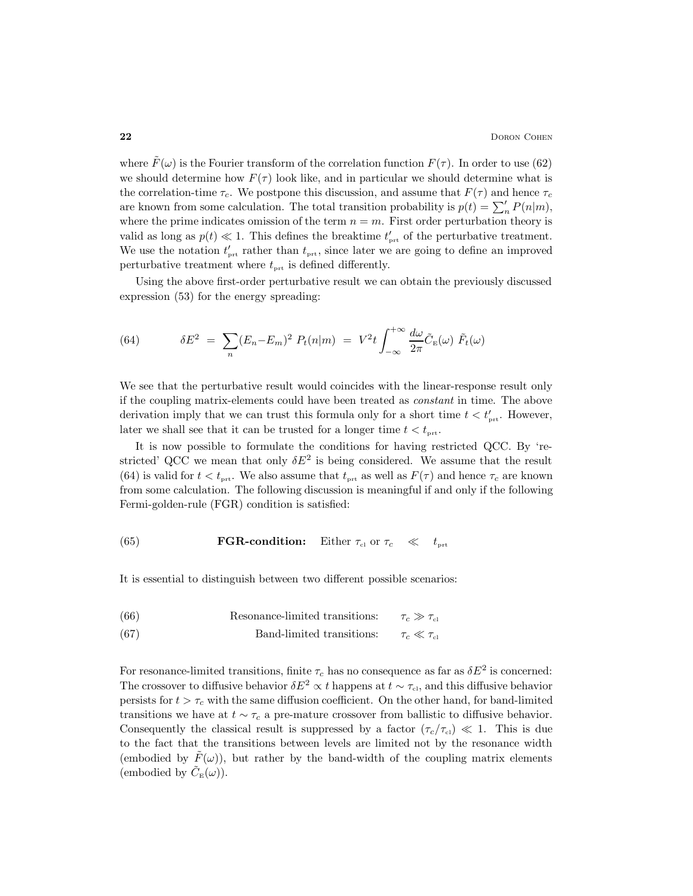where $\tilde{F}(\omega)$ is the Fourier transform of the correlation function $F(\tau)$. In order to use (62) we should determine how $F(\tau)$ look like, and in particular we should determine what is the correlation-time $\tau_c$. We postpone this discussion, and assume that $F(\tau)$ and hence $\tau_c$ are known from some calculation. The total transition probability is $p(t) = \sum_n' P(n|m)$, where the prime indicates omission of the term $n = m$. First order perturbation theory is valid as long as $p(t) \ll 1$. This defines the breaktime $t'_{\text{prt}}$ of the perturbative treatment. We use the notation $t'_{\text{prt}}$ rather than $t_{\text{prt}}$, since later we are going to define an improved perturbative treatment where $t_{\text{prt}}$ is defined differently.

Using the above first-order perturbative result we can obtain the previously discussed expression (53) for the energy spreading:

$$\delta E^2 \;=\; \sum_n (E_n - E_m)^2 \; P_t(n|m) \;=\; V^2 t \int_{-\infty}^{+\infty} \frac{d\omega}{2\pi} \tilde{C}_{\text{E}}(\omega) \; \tilde{F}_t(\omega) \tag{64}$$

We see that the perturbative result would coincides with the linear-response result only if the coupling matrix-elements could have been treated as *constant* in time. The above derivation imply that we can trust this formula only for a short time $t < t'_{\text{prt}}$. However, later we shall see that it can be trusted for a longer time $t < t_{\text{prt}}$.

It is now possible to formulate the conditions for having restricted QCC. By 'restricted' QCC we mean that only $\delta E^2$ is being considered. We assume that the result (64) is valid for $t < t_{\text{prt}}$. We also assume that $t_{\text{prt}}$ as well as $F(\tau)$ and hence $\tau_c$ are known from some calculation. The following discussion is meaningful if and only if the following Fermi-golden-rule (FGR) condition is satisfied:

$$\textbf{FGR-condition:} \quad \text{Either } \tau_{\text{cl}} \text{ or } \tau_c \quad \ll \quad t_{\text{prt}} \tag{65}$$

It is essential to distinguish between two different possible scenarios:

$$\text{Resonance-limited transitions:} \quad \tau_c \gg \tau_{\text{cl}} \tag{66}$$

$$\text{Band-limited transitions:} \quad \tau_c \ll \tau_{\text{cl}} \tag{67}$$

For resonance-limited transitions, finite $\tau_c$ has no consequence as far as $\delta E^2$ is concerned: The crossover to diffusive behavior $\delta E^2 \propto t$ happens at $t \sim \tau_{\text{cl}}$, and this diffusive behavior persists for $t > \tau_c$ with the same diffusion coefficient. On the other hand, for band-limited transitions we have at $t \sim \tau_c$ a pre-mature crossover from ballistic to diffusive behavior. Consequently the classical result is suppressed by a factor $(\tau_c/\tau_{\text{cl}}) \ll 1$. This is due to the fact that the transitions between levels are limited not by the resonance width (embodied by $\tilde{F}(\omega)$), but rather by the band-width of the coupling matrix elements (embodied by $\tilde{C}_{\text{E}}(\omega)$).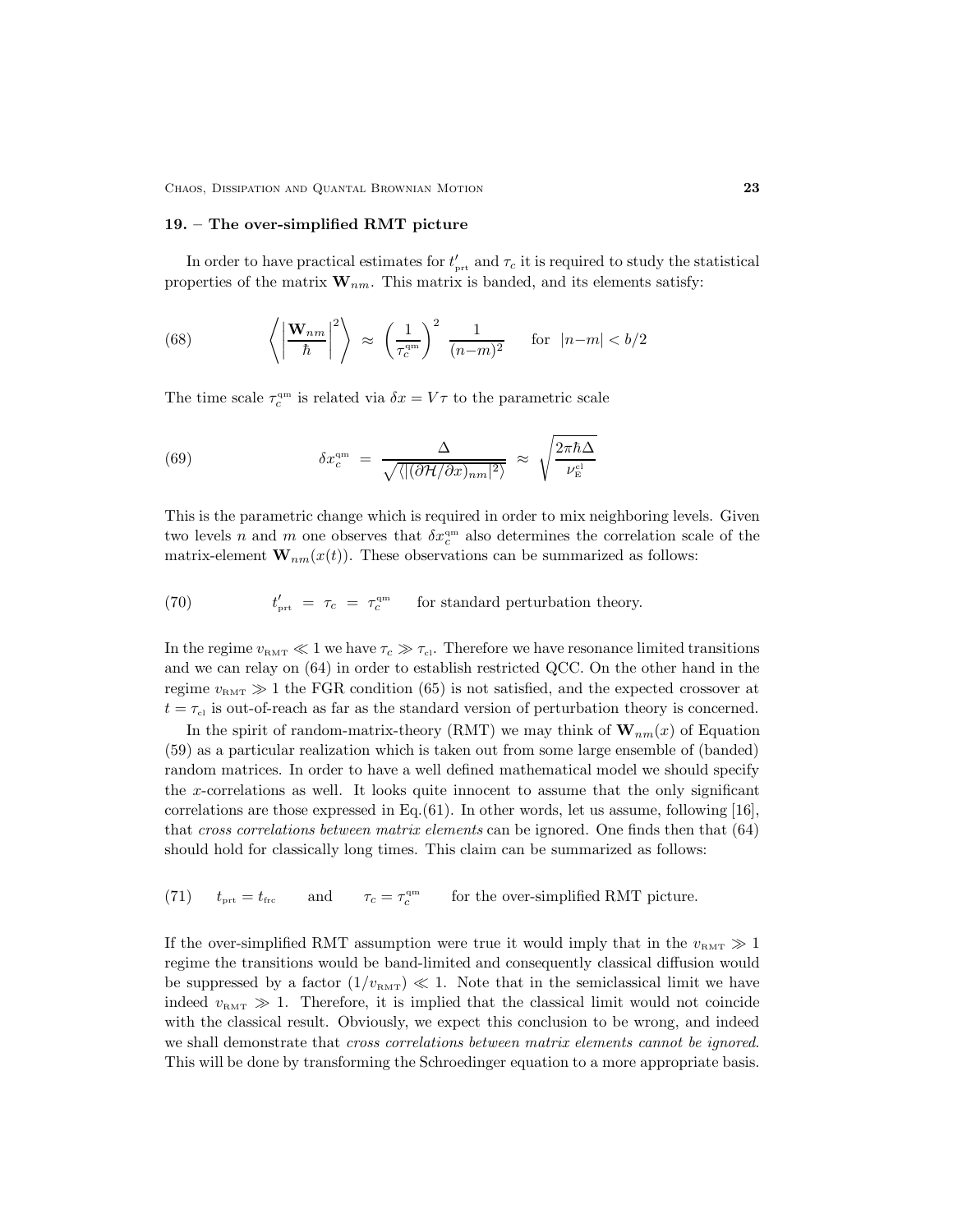## 19. – The over-simplified RMT picture

In order to have practical estimates for $t'_{\text{prt}}$ and $\tau_c$ it is required to study the statistical properties of the matrix $\mathbf{W}_{nm}$. This matrix is banded, and its elements satisfy:

$$\left\langle \left| \frac{\mathbf{W}_{nm}}{\hbar} \right|^2 \right\rangle \approx \left( \frac{1}{\tau_c^{\text{qm}}} \right)^2 \frac{1}{(n-m)^2} \quad \text{for} \ \ |n-m| < b/2 \tag{68}$$

The time scale $\tau_c^{\text{qm}}$ is related via $\delta x = V\tau$ to the parametric scale

$$\delta x_c^{\text{qm}} = \frac{\Delta}{\sqrt{\langle |(\partial \mathcal{H}/\partial x)_{nm}|^2 \rangle}} \approx \sqrt{\frac{2\pi\hbar\Delta}{\nu_{\text{E}}^{\text{cl}}}} \tag{69}$$

This is the parametric change which is required in order to mix neighboring levels. Given two levels $n$ and $m$ one observes that $\delta x_c^{\text{qm}}$ also determines the correlation scale of the matrix-element $\mathbf{W}_{nm}(x(t))$. These observations can be summarized as follows:

$$t'_{\text{prt}} = \tau_c = \tau_c^{\text{qm}} \quad \text{for standard perturbation theory.} \tag{70}$$

In the regime $v_{\text{RMT}} \ll 1$ we have $\tau_c \gg \tau_{\text{cl}}$. Therefore we have resonance limited transitions and we can relay on (64) in order to establish restricted QCC. On the other hand in the regime $v_{\text{RMT}} \gg 1$ the FGR condition (65) is not satisfied, and the expected crossover at $t = \tau_{\text{cl}}$ is out-of-reach as far as the standard version of perturbation theory is concerned.

In the spirit of random-matrix-theory (RMT) we may think of $\mathbf{W}_{nm}(x)$ of Equation (59) as a particular realization which is taken out from some large ensemble of (banded) random matrices. In order to have a well defined mathematical model we should specify the $x$-correlations as well. It looks quite innocent to assume that the only significant correlations are those expressed in Eq.(61). In other words, let us assume, following [16], that *cross correlations between matrix elements* can be ignored. One finds then that (64) should hold for classically long times. This claim can be summarized as follows:

$$t_{\text{prt}} = t_{\text{frc}} \quad \text{and} \quad \tau_c = \tau_c^{\text{qm}} \quad \text{for the over-simplified RMT picture.} \tag{71}$$

If the over-simplified RMT assumption were true it would imply that in the $v_{\text{RMT}} \gg 1$ regime the transitions would be band-limited and consequently classical diffusion would be suppressed by a factor $(1/v_{\text{RMT}}) \ll 1$. Note that in the semiclassical limit we have indeed $v_{\text{RMT}} \gg 1$. Therefore, it is implied that the classical limit would not coincide with the classical result. Obviously, we expect this conclusion to be wrong, and indeed we shall demonstrate that *cross correlations between matrix elements cannot be ignored*. This will be done by transforming the Schroedinger equation to a more appropriate basis.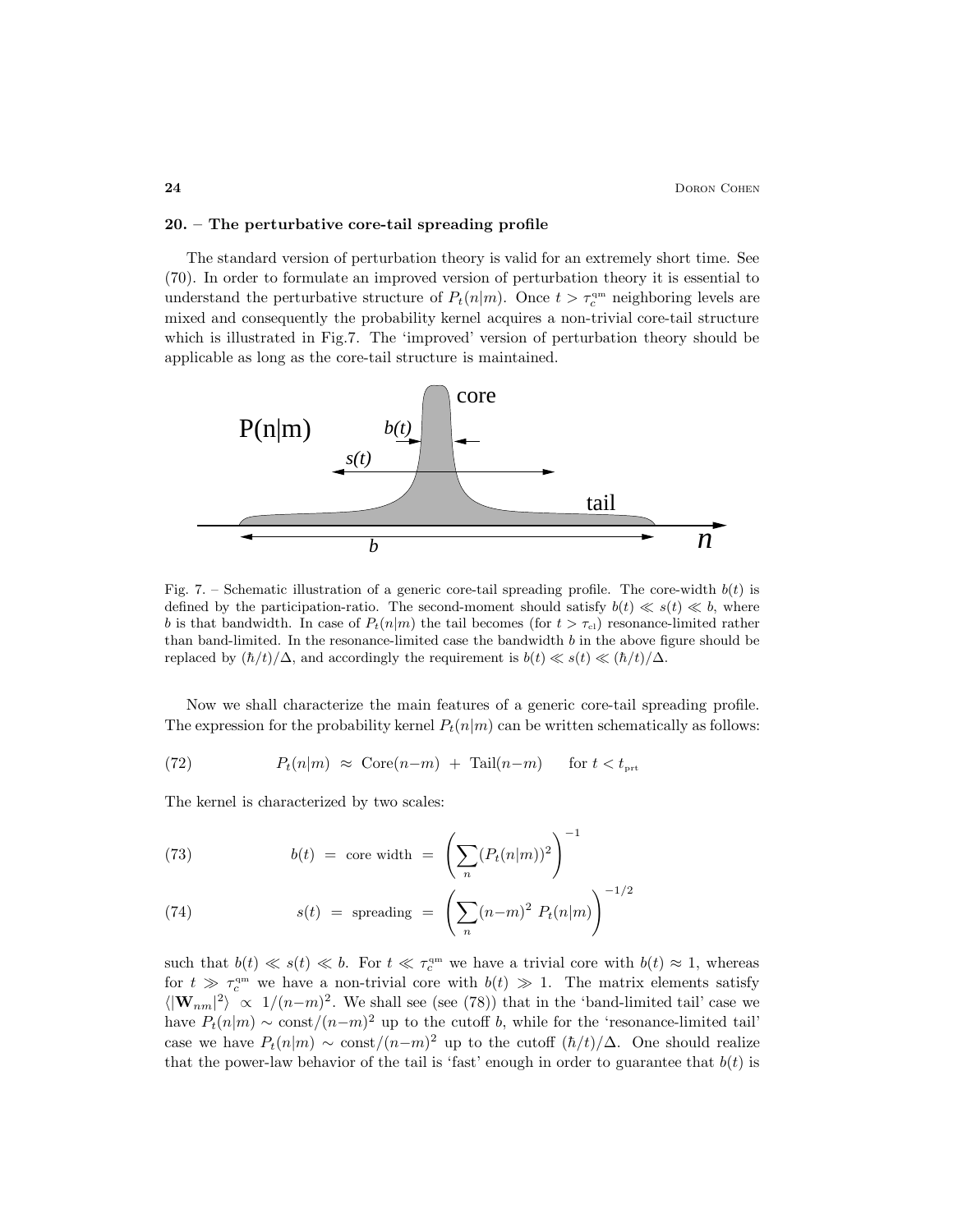## 20. – The perturbative core-tail spreading profile

The standard version of perturbation theory is valid for an extremely short time. See (70). In order to formulate an improved version of perturbation theory it is essential to understand the perturbative structure of $P_t(n|m)$. Once $t > \tau_c^{\text{qm}}$ neighboring levels are mixed and consequently the probability kernel acquires a non-trivial core-tail structure which is illustrated in Fig.7. The 'improved' version of perturbation theory should be applicable as long as the core-tail structure is maintained.

Fig. 7. – Schematic illustration of a generic core-tail spreading profile. The core-width $b(t)$ is defined by the participation-ratio. The second-moment should satisfy $b(t) \ll s(t) \ll b$, where $b$ is that bandwidth. In case of $P_t(n|m)$ the tail becomes (for $t > \tau_{\text{cl}}$) resonance-limited rather than band-limited. In the resonance-limited case the bandwidth $b$ in the above figure should be replaced by $(\hbar/t)/\Delta$, and accordingly the requirement is $b(t) \ll s(t) \ll (\hbar/t)/\Delta$.

Now we shall characterize the main features of a generic core-tail spreading profile. The expression for the probability kernel $P_t(n|m)$ can be written schematically as follows:

$$P_t(n|m) \approx \text{Core}(n-m) + \text{Tail}(n-m) \qquad \text{for } t < t_{\text{prt}} \tag{72}$$

The kernel is characterized by two scales:

$$b(t) = \text{core width} = \left( \sum_n (P_t(n|m))^2 \right)^{-1} \tag{73}$$

$$s(t) = \text{spreading} = \left( \sum_n (n-m)^2 \, P_t(n|m) \right)^{-1/2} \tag{74}$$

such that $b(t) \ll s(t) \ll b$. For $t \ll \tau_c^{\text{qm}}$ we have a trivial core with $b(t) \approx 1$, whereas for $t \gg \tau_c^{\text{qm}}$ we have a non-trivial core with $b(t) \gg 1$. The matrix elements satisfy $\langle |\mathbf{W}_{nm}|^2 \rangle \propto 1/(n-m)^2$. We shall see (see (78)) that in the 'band-limited tail' case we have $P_t(n|m) \sim \text{const}/(n-m)^2$ up to the cutoff $b$, while for the 'resonance-limited tail' case we have $P_t(n|m) \sim \text{const}/(n-m)^2$ up to the cutoff $(\hbar/t)/\Delta$. One should realize that the power-law behavior of the tail is 'fast' enough in order to guarantee that $b(t)$ is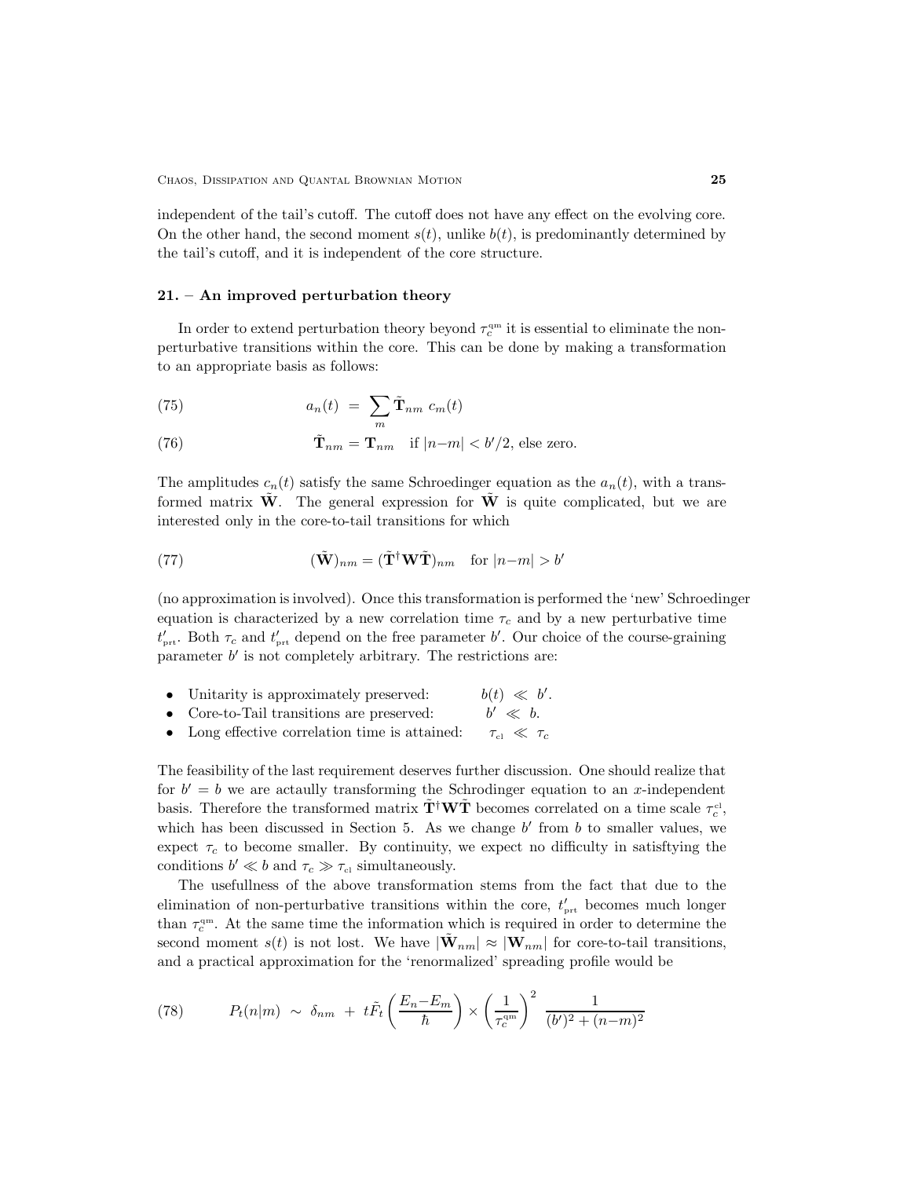independent of the tail's cutoff. The cutoff does not have any effect on the evolving core. On the other hand, the second moment $s(t)$, unlike $b(t)$, is predominantly determined by the tail's cutoff, and it is independent of the core structure.

## 21. – An improved perturbation theory

In order to extend perturbation theory beyond $\tau_c^{\text{qm}}$ it is essential to eliminate the non-perturbative transitions within the core. This can be done by making a transformation to an appropriate basis as follows:

$$a_n(t) \;=\; \sum_m \tilde{\mathbf{T}}_{nm} \; c_m(t) \tag{75}$$

$$\tilde{\mathbf{T}}_{nm} = \mathbf{T}_{nm} \quad \text{if } |n{-}m| < b'/2, \text{ else zero.} \tag{76}$$

The amplitudes $c_n(t)$ satisfy the same Schroedinger equation as the $a_n(t)$, with a transformed matrix $\tilde{\mathbf{W}}$. The general expression for $\tilde{\mathbf{W}}$ is quite complicated, but we are interested only in the core-to-tail transitions for which

$$(\tilde{\mathbf{W}})_{nm} = (\tilde{\mathbf{T}}^{\dagger}\mathbf{W}\tilde{\mathbf{T}})_{nm} \quad \text{for } |n{-}m| > b' \tag{77}$$

(no approximation is involved). Once this transformation is performed the 'new' Schroedinger equation is characterized by a new correlation time $\tau_c$ and by a new perturbative time $t'_{\text{prt}}$. Both $\tau_c$ and $t'_{\text{prt}}$ depend on the free parameter $b'$. Our choice of the course-graining parameter $b'$ is not completely arbitrary. The restrictions are:

- Unitarity is approximately preserved: $\quad b(t) \;\ll\; b'$.
- Core-to-Tail transitions are preserved: $\quad b' \;\ll\; b$.
- Long effective correlation time is attained: $\quad \tau_{\text{cl}} \;\ll\; \tau_c$

The feasibility of the last requirement deserves further discussion. One should realize that for $b' = b$ we are actaully transforming the Schrodinger equation to an $x$-independent basis. Therefore the transformed matrix $\tilde{\mathbf{T}}^{\dagger}\mathbf{W}\tilde{\mathbf{T}}$ becomes correlated on a time scale $\tau_c^{\text{cl}}$, which has been discussed in Section 5. As we change $b'$ from $b$ to smaller values, we expect $\tau_c$ to become smaller. By continuity, we expect no difficulty in satisftying the conditions $b' \ll b$ and $\tau_c \gg \tau_{\text{cl}}$ simultaneously.

The usefullness of the above transformation stems from the fact that due to the elimination of non-perturbative transitions within the core, $t'_{\text{prt}}$ becomes much longer than $\tau_c^{\text{qm}}$. At the same time the information which is required in order to determine the second moment $s(t)$ is not lost. We have $|\tilde{\mathbf{W}}_{nm}| \approx |\mathbf{W}_{nm}|$ for core-to-tail transitions, and a practical approximation for the 'renormalized' spreading profile would be

$$P_t(n|m) \;\sim\; \delta_{nm} \;+\; t\tilde{F}_t\left(\frac{E_n{-}E_m}{\hbar}\right) \times \left(\frac{1}{\tau_c^{\text{qm}}}\right)^2 \; \frac{1}{(b')^2 + (n{-}m)^2} \tag{78}$$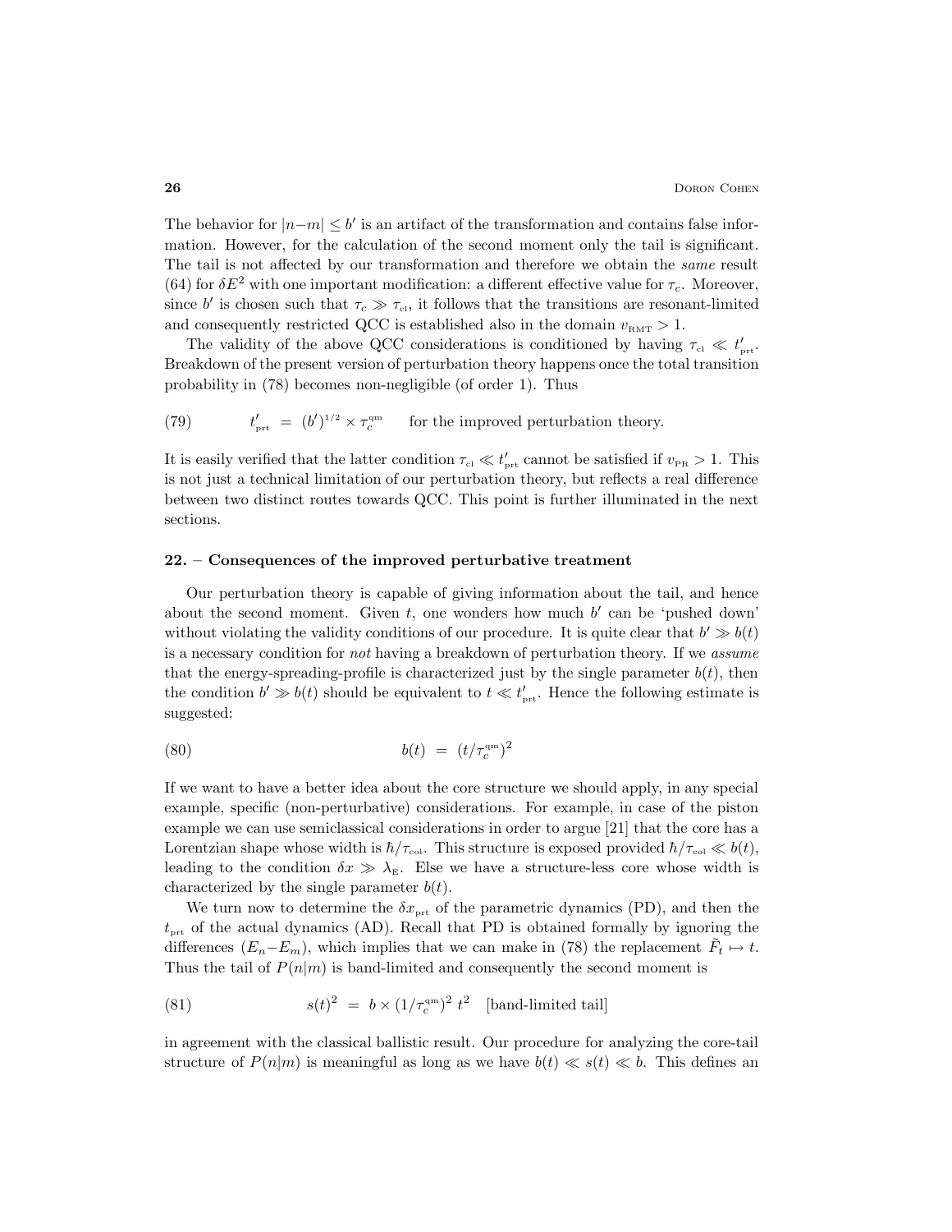The behavior for $|n-m| \le b'$ is an artifact of the transformation and contains false information. However, for the calculation of the second moment only the tail is significant. The tail is not affected by our transformation and therefore we obtain the *same* result (64) for $\delta E^2$ with one important modification: a different effective value for $\tau_c$. Moreover, since $b'$ is chosen such that $\tau_c \gg \tau_{\text{cl}}$, it follows that the transitions are resonant-limited and consequently restricted QCC is established also in the domain $v_{\text{RMT}} > 1$.

The validity of the above QCC considerations is conditioned by having $\tau_{\text{cl}} \ll t'_{\text{prt}}$. Breakdown of the present version of perturbation theory happens once the total transition probability in (78) becomes non-negligible (of order 1). Thus

$$t'_{\text{prt}} \;=\; (b')^{1/2} \times \tau_c^{\text{qm}} \qquad \text{for the improved perturbation theory.} \tag{79}$$

It is easily verified that the latter condition $\tau_{\text{cl}} \ll t'_{\text{prt}}$ cannot be satisfied if $v_{\text{PR}} > 1$. This is not just a technical limitation of our perturbation theory, but reflects a real difference between two distinct routes towards QCC. This point is further illuminated in the next sections.

## 22. – Consequences of the improved perturbative treatment

Our perturbation theory is capable of giving information about the tail, and hence about the second moment. Given $t$, one wonders how much $b'$ can be 'pushed down' without violating the validity conditions of our procedure. It is quite clear that $b' \gg b(t)$ is a necessary condition for *not* having a breakdown of perturbation theory. If we *assume* that the energy-spreading-profile is characterized just by the single parameter $b(t)$, then the condition $b' \gg b(t)$ should be equivalent to $t \ll t'_{\text{prt}}$. Hence the following estimate is suggested:

$$b(t) \;=\; (t/\tau_c^{\text{qm}})^2 \tag{80}$$

If we want to have a better idea about the core structure we should apply, in any special example, specific (non-perturbative) considerations. For example, in case of the piston example we can use semiclassical considerations in order to argue [21] that the core has a Lorentzian shape whose width is $\hbar/\tau_{\text{col}}$. This structure is exposed provided $\hbar/\tau_{\text{col}} \ll b(t)$, leading to the condition $\delta x \gg \lambda_{\text{E}}$. Else we have a structure-less core whose width is characterized by the single parameter $b(t)$.

We turn now to determine the $\delta x_{\text{prt}}$ of the parametric dynamics (PD), and then the $t_{\text{prt}}$ of the actual dynamics (AD). Recall that PD is obtained formally by ignoring the differences $(E_n - E_m)$, which implies that we can make in (78) the replacement $\tilde{F}_t \mapsto t$. Thus the tail of $P(n|m)$ is band-limited and consequently the second moment is

$$s(t)^2 \;=\; b \times (1/\tau_c^{\text{qm}})^2 \; t^2 \quad \text{[band-limited tail]} \tag{81}$$

in agreement with the classical ballistic result. Our procedure for analyzing the core-tail structure of $P(n|m)$ is meaningful as long as we have $b(t) \ll s(t) \ll b$. This defines an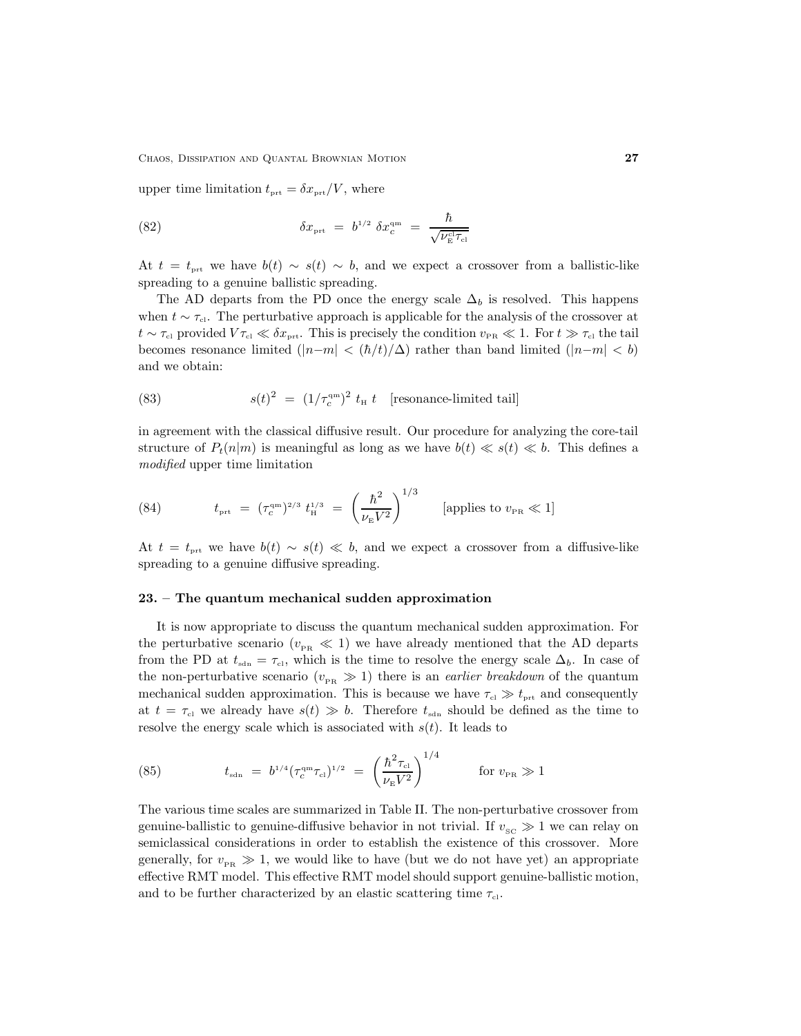upper time limitation $t_{\text{prt}} = \delta x_{\text{prt}}/V$, where

$$\delta x_{\text{prt}} \;=\; b^{1/2}\ \delta x_c^{\text{qm}} \;=\; \frac{\hbar}{\sqrt{\nu_{\text{E}}^{\text{cl}}\tau_{\text{cl}}}} \tag{82}$$

At $t = t_{\text{prt}}$ we have $b(t) \sim s(t) \sim b$, and we expect a crossover from a ballistic-like spreading to a genuine ballistic spreading.

The AD departs from the PD once the energy scale $\Delta_b$ is resolved. This happens when $t \sim \tau_{\text{cl}}$. The perturbative approach is applicable for the analysis of the crossover at $t \sim \tau_{\text{cl}}$ provided $V\tau_{\text{cl}} \ll \delta x_{\text{prt}}$. This is precisely the condition $v_{\text{PR}} \ll 1$. For $t \gg \tau_{\text{cl}}$ the tail becomes resonance limited ($|n{-}m| < (\hbar/t)/\Delta$) rather than band limited ($|n{-}m| < b$) and we obtain:

$$s(t)^2 \;=\; (1/\tau_c^{\text{qm}})^2\ t_{\text{H}}\ t \quad \text{[resonance-limited tail]} \tag{83}$$

in agreement with the classical diffusive result. Our procedure for analyzing the core-tail structure of $P_t(n|m)$ is meaningful as long as we have $b(t) \ll s(t) \ll b$. This defines a *modified* upper time limitation

$$t_{\text{prt}} \;=\; (\tau_c^{\text{qm}})^{2/3}\ t_{\text{H}}^{1/3} \;=\; \left(\frac{\hbar^2}{\nu_{\text{E}} V^2}\right)^{1/3} \qquad \text{[applies to } v_{\text{PR}} \ll 1\text{]} \tag{84}$$

At $t = t_{\text{prt}}$ we have $b(t) \sim s(t) \ll b$, and we expect a crossover from a diffusive-like spreading to a genuine diffusive spreading.

## 23. – The quantum mechanical sudden approximation

It is now appropriate to discuss the quantum mechanical sudden approximation. For the perturbative scenario ($v_{\text{PR}} \ll 1$) we have already mentioned that the AD departs from the PD at $t_{\text{sdn}} = \tau_{\text{cl}}$, which is the time to resolve the energy scale $\Delta_b$. In case of the non-perturbative scenario ($v_{\text{PR}} \gg 1$) there is an *earlier breakdown* of the quantum mechanical sudden approximation. This is because we have $\tau_{\text{cl}} \gg t_{\text{prt}}$ and consequently at $t = \tau_{\text{cl}}$ we already have $s(t) \gg b$. Therefore $t_{\text{sdn}}$ should be defined as the time to resolve the energy scale which is associated with $s(t)$. It leads to

$$t_{\text{sdn}} \;=\; b^{1/4}(\tau_c^{\text{qm}}\tau_{\text{cl}})^{1/2} \;=\; \left(\frac{\hbar^2\tau_{\text{cl}}}{\nu_{\text{E}} V^2}\right)^{1/4} \qquad \text{for } v_{\text{PR}} \gg 1 \tag{85}$$

The various time scales are summarized in Table II. The non-perturbative crossover from genuine-ballistic to genuine-diffusive behavior in not trivial. If $v_{\text{SC}} \gg 1$ we can relay on semiclassical considerations in order to establish the existence of this crossover. More generally, for $v_{\text{PR}} \gg 1$, we would like to have (but we do not have yet) an appropriate effective RMT model. This effective RMT model should support genuine-ballistic motion, and to be further characterized by an elastic scattering time $\tau_{\text{cl}}$.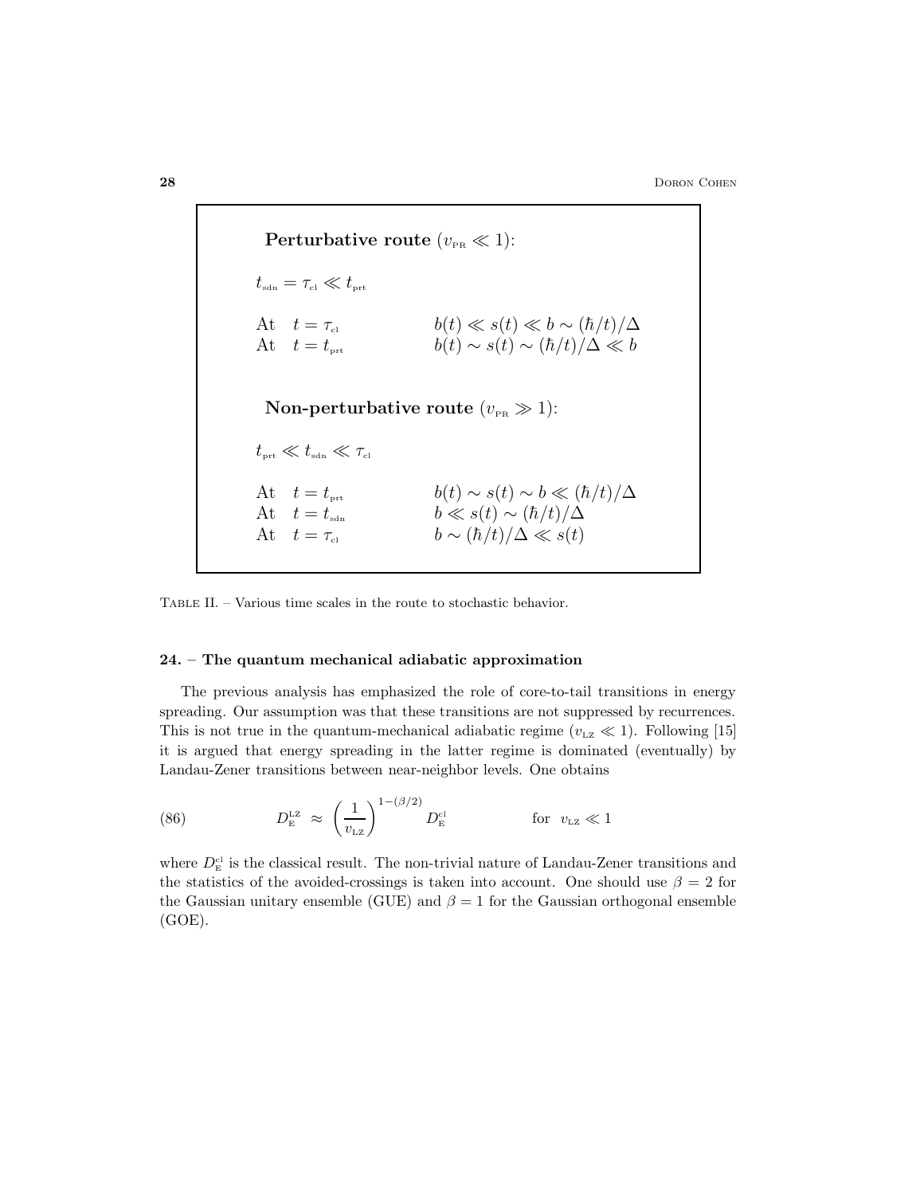**Perturbative route** ($v_{\text{PR}} \ll 1$):

$t_{\text{sdn}} = \tau_{\text{cl}} \ll t_{\text{prt}}$

| | |
|---|---|
| At $t = \tau_{\text{cl}}$ | $b(t) \ll s(t) \ll b \sim (\hbar/t)/\Delta$ |
| At $t = t_{\text{prt}}$ | $b(t) \sim s(t) \sim (\hbar/t)/\Delta \ll b$ |

**Non-perturbative route** ($v_{\text{PR}} \gg 1$):

$t_{\text{prt}} \ll t_{\text{sdn}} \ll \tau_{\text{cl}}$

| | |
|---|---|
| At $t = t_{\text{prt}}$ | $b(t) \sim s(t) \sim b \ll (\hbar/t)/\Delta$ |
| At $t = t_{\text{sdn}}$ | $b \ll s(t) \sim (\hbar/t)/\Delta$ |
| At $t = \tau_{\text{cl}}$ | $b \sim (\hbar/t)/\Delta \ll s(t)$ |

Table II. – Various time scales in the route to stochastic behavior.

### 24. – The quantum mechanical adiabatic approximation

The previous analysis has emphasized the role of core-to-tail transitions in energy spreading. Our assumption was that these transitions are not suppressed by recurrences. This is not true in the quantum-mechanical adiabatic regime ($v_{\text{LZ}} \ll 1$). Following [15] it is argued that energy spreading in the latter regime is dominated (eventually) by Landau-Zener transitions between near-neighbor levels. One obtains

$$D_{\text{E}}^{\text{LZ}} \approx \left(\frac{1}{v_{\text{LZ}}}\right)^{1-(\beta/2)} D_{\text{E}}^{\text{cl}} \qquad \text{for} \quad v_{\text{LZ}} \ll 1 \tag{86}$$

where $D_{\text{E}}^{\text{cl}}$ is the classical result. The non-trivial nature of Landau-Zener transitions and the statistics of the avoided-crossings is taken into account. One should use $\beta = 2$ for the Gaussian unitary ensemble (GUE) and $\beta = 1$ for the Gaussian orthogonal ensemble (GOE).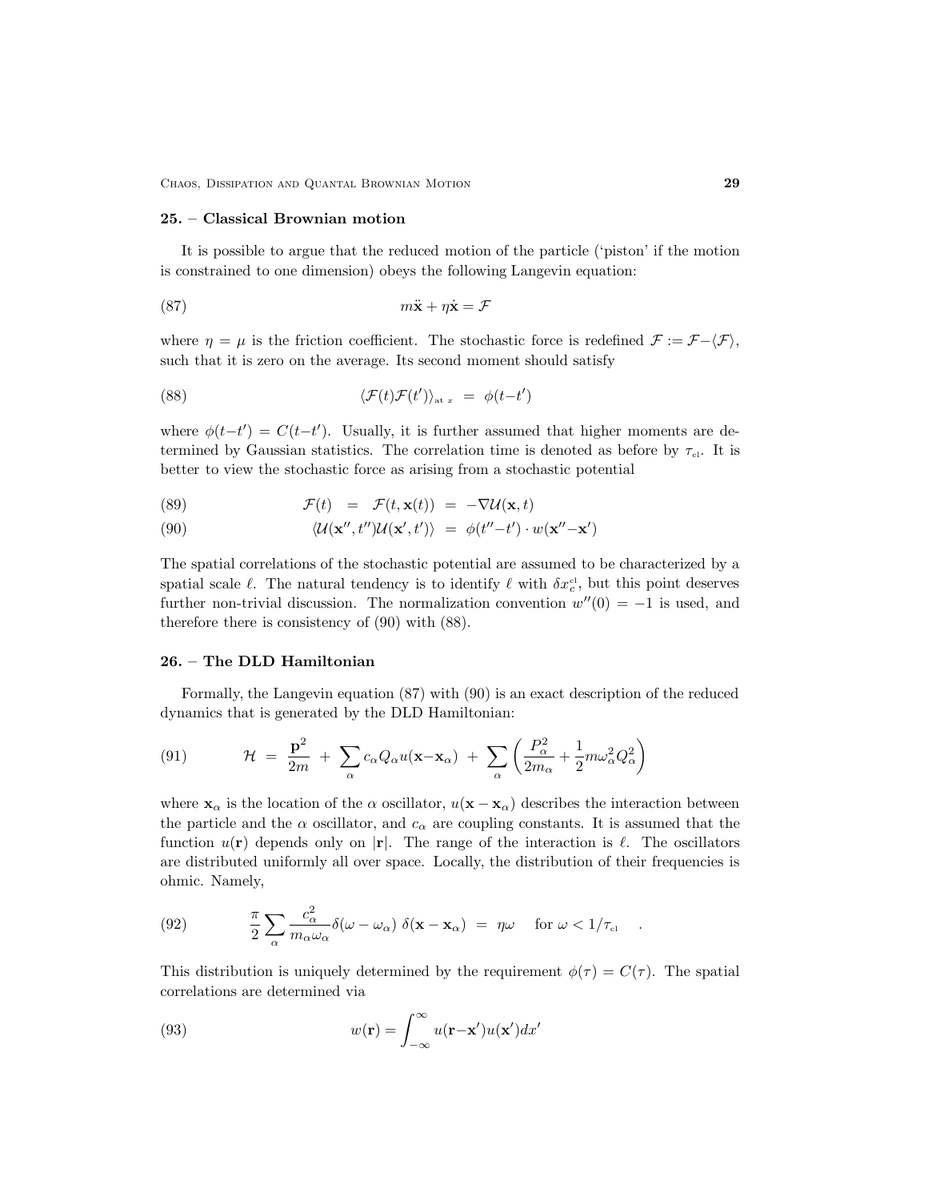## 25. – Classical Brownian motion

It is possible to argue that the reduced motion of the particle ('piston' if the motion is constrained to one dimension) obeys the following Langevin equation:

$$m\ddot{\mathbf{x}} + \eta\dot{\mathbf{x}} = \mathcal{F} \tag{87}$$

where $\eta = \mu$ is the friction coefficient. The stochastic force is redefined $\mathcal{F} := \mathcal{F} - \langle \mathcal{F} \rangle$, such that it is zero on the average. Its second moment should satisfy

$$\langle \mathcal{F}(t)\mathcal{F}(t')\rangle_{\text{at } x} \;=\; \phi(t{-}t') \tag{88}$$

where $\phi(t{-}t') = C(t{-}t')$. Usually, it is further assumed that higher moments are determined by Gaussian statistics. The correlation time is denoted as before by $\tau_{\text{cl}}$. It is better to view the stochastic force as arising from a stochastic potential

$$\mathcal{F}(t) \;=\; \mathcal{F}(t, \mathbf{x}(t)) \;=\; -\nabla \mathcal{U}(\mathbf{x}, t) \tag{89}$$

$$\langle \mathcal{U}(\mathbf{x}'', t'')\mathcal{U}(\mathbf{x}', t')\rangle \;=\; \phi(t''{-}t') \cdot w(\mathbf{x}''{-}\mathbf{x}') \tag{90}$$

The spatial correlations of the stochastic potential are assumed to be characterized by a spatial scale $\ell$. The natural tendency is to identify $\ell$ with $\delta x_c^{\text{cl}}$, but this point deserves further non-trivial discussion. The normalization convention $w''(0) = -1$ is used, and therefore there is consistency of (90) with (88).

## 26. – The DLD Hamiltonian

Formally, the Langevin equation (87) with (90) is an exact description of the reduced dynamics that is generated by the DLD Hamiltonian:

$$\mathcal{H} \;=\; \frac{\mathbf{p}^2}{2m} \;+\; \sum_\alpha c_\alpha Q_\alpha u(\mathbf{x}{-}\mathbf{x}_\alpha) \;+\; \sum_\alpha \left( \frac{P_\alpha^2}{2m_\alpha} + \frac{1}{2} m\omega_\alpha^2 Q_\alpha^2 \right) \tag{91}$$

where $\mathbf{x}_\alpha$ is the location of the $\alpha$ oscillator, $u(\mathbf{x} - \mathbf{x}_\alpha)$ describes the interaction between the particle and the $\alpha$ oscillator, and $c_\alpha$ are coupling constants. It is assumed that the function $u(\mathbf{r})$ depends only on $|\mathbf{r}|$. The range of the interaction is $\ell$. The oscillators are distributed uniformly all over space. Locally, the distribution of their frequencies is ohmic. Namely,

$$\frac{\pi}{2} \sum_\alpha \frac{c_\alpha^2}{m_\alpha \omega_\alpha} \delta(\omega - \omega_\alpha)\; \delta(\mathbf{x} - \mathbf{x}_\alpha) \;=\; \eta\omega \quad \text{for } \omega < 1/\tau_{\text{cl}} \quad . \tag{92}$$

This distribution is uniquely determined by the requirement $\phi(\tau) = C(\tau)$. The spatial correlations are determined via

$$w(\mathbf{r}) = \int_{-\infty}^{\infty} u(\mathbf{r}{-}\mathbf{x}')u(\mathbf{x}')dx' \tag{93}$$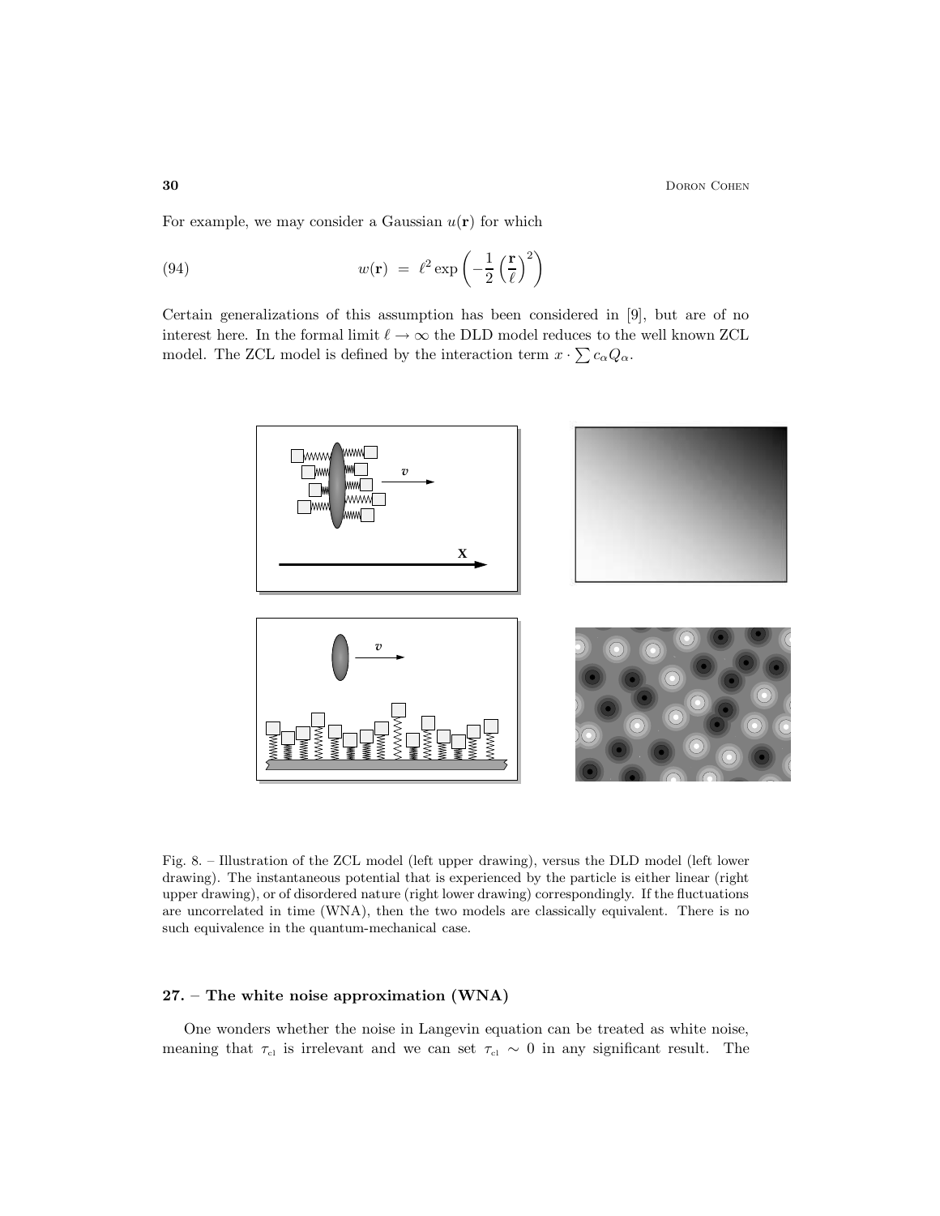For example, we may consider a Gaussian $u(\mathbf{r})$ for which

$$w(\mathbf{r}) \;=\; \ell^2 \exp\left(-\frac{1}{2}\left(\frac{\mathbf{r}}{\ell}\right)^2\right) \tag{94}$$

Certain generalizations of this assumption has been considered in [9], but are of no interest here. In the formal limit $\ell \to \infty$ the DLD model reduces to the well known ZCL model. The ZCL model is defined by the interaction term $x \cdot \sum c_\alpha Q_\alpha$.

Fig. 8. – Illustration of the ZCL model (left upper drawing), versus the DLD model (left lower drawing). The instantaneous potential that is experienced by the particle is either linear (right upper drawing), or of disordered nature (right lower drawing) correspondingly. If the fluctuations are uncorrelated in time (WNA), then the two models are classically equivalent. There is no such equivalence in the quantum-mechanical case.

## 27. – The white noise approximation (WNA)

One wonders whether the noise in Langevin equation can be treated as white noise, meaning that $\tau_{\text{cl}}$ is irrelevant and we can set $\tau_{\text{cl}} \sim 0$ in any significant result. The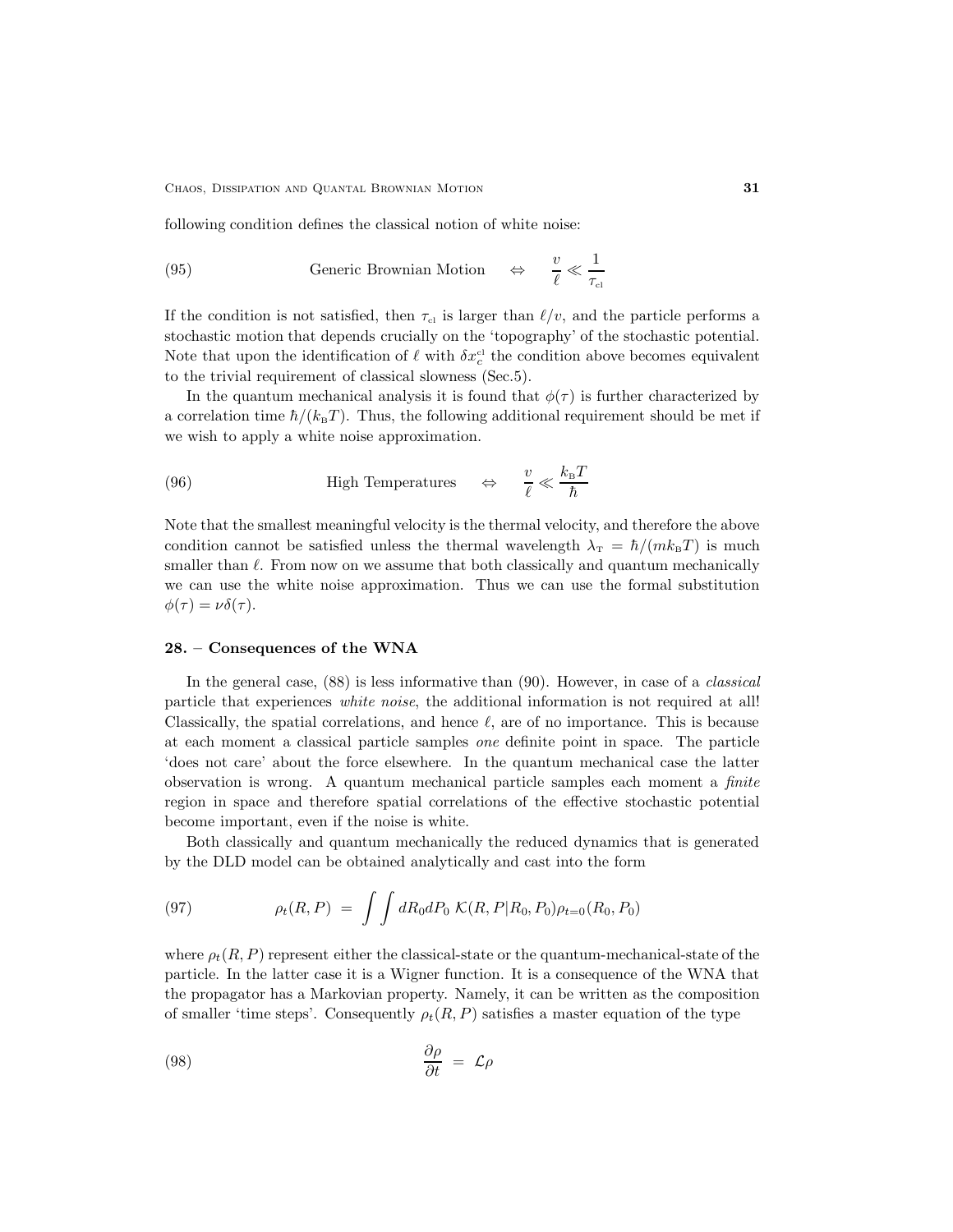following condition defines the classical notion of white noise:

$$\text{Generic Brownian Motion} \quad \Leftrightarrow \quad \frac{v}{\ell} \ll \frac{1}{\tau_{\text{cl}}} \tag{95}$$

If the condition is not satisfied, then $\tau_{\text{cl}}$ is larger than $\ell/v$, and the particle performs a stochastic motion that depends crucially on the 'topography' of the stochastic potential. Note that upon the identification of $\ell$ with $\delta x_c^{\text{cl}}$ the condition above becomes equivalent to the trivial requirement of classical slowness (Sec.5).

In the quantum mechanical analysis it is found that $\phi(\tau)$ is further characterized by a correlation time $\hbar/(k_{\text{B}}T)$. Thus, the following additional requirement should be met if we wish to apply a white noise approximation.

$$\text{High Temperatures} \quad \Leftrightarrow \quad \frac{v}{\ell} \ll \frac{k_{\text{B}}T}{\hbar} \tag{96}$$

Note that the smallest meaningful velocity is the thermal velocity, and therefore the above condition cannot be satisfied unless the thermal wavelength $\lambda_{\text{T}} = \hbar/(mk_{\text{B}}T)$ is much smaller than $\ell$. From now on we assume that both classically and quantum mechanically we can use the white noise approximation. Thus we can use the formal substitution $\phi(\tau) = \nu\delta(\tau)$.

## 28. – Consequences of the WNA

In the general case, (88) is less informative than (90). However, in case of a *classical* particle that experiences *white noise*, the additional information is not required at all! Classically, the spatial correlations, and hence $\ell$, are of no importance. This is because at each moment a classical particle samples *one* definite point in space. The particle 'does not care' about the force elsewhere. In the quantum mechanical case the latter observation is wrong. A quantum mechanical particle samples each moment a *finite* region in space and therefore spatial correlations of the effective stochastic potential become important, even if the noise is white.

Both classically and quantum mechanically the reduced dynamics that is generated by the DLD model can be obtained analytically and cast into the form

$$\rho_t(R,P) \;=\; \int\!\!\int dR_0 dP_0 \; \mathcal{K}(R,P|R_0,P_0)\rho_{t=0}(R_0,P_0) \tag{97}$$

where $\rho_t(R,P)$ represent either the classical-state or the quantum-mechanical-state of the particle. In the latter case it is a Wigner function. It is a consequence of the WNA that the propagator has a Markovian property. Namely, it can be written as the composition of smaller 'time steps'. Consequently $\rho_t(R,P)$ satisfies a master equation of the type

$$\frac{\partial \rho}{\partial t} \;=\; \mathcal{L}\rho \tag{98}$$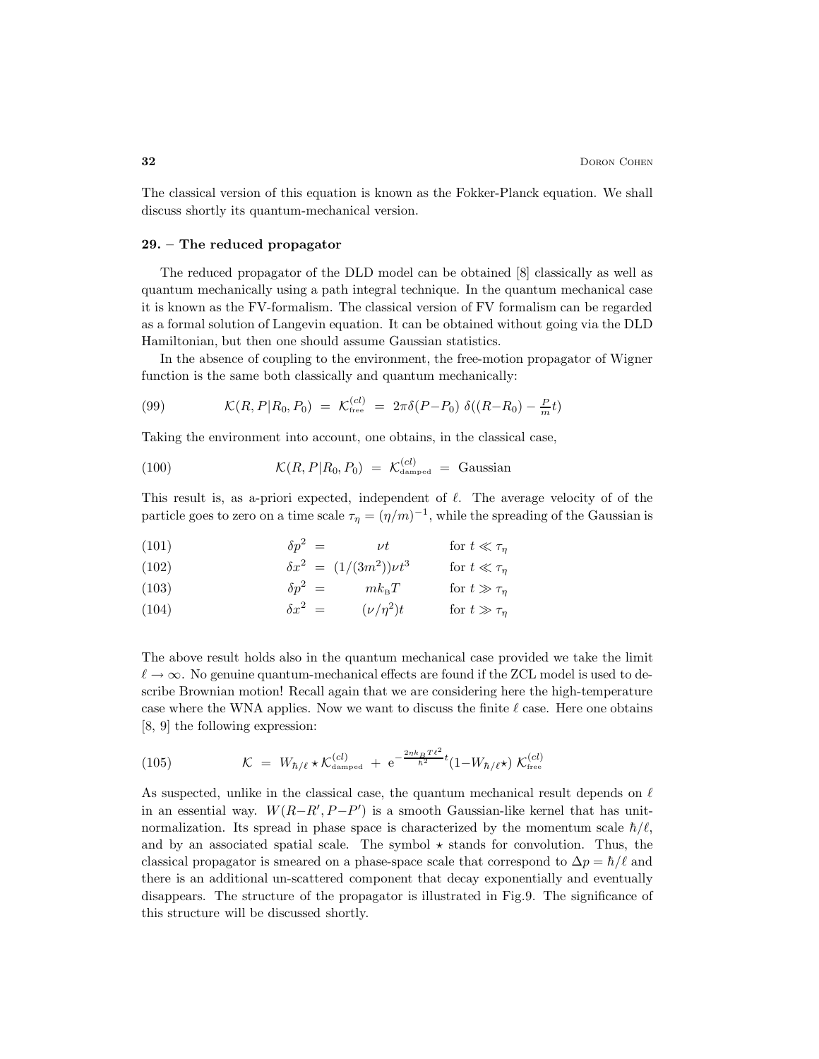The classical version of this equation is known as the Fokker-Planck equation. We shall discuss shortly its quantum-mechanical version.

## 29. – The reduced propagator

The reduced propagator of the DLD model can be obtained [8] classically as well as quantum mechanically using a path integral technique. In the quantum mechanical case it is known as the FV-formalism. The classical version of FV formalism can be regarded as a formal solution of Langevin equation. It can be obtained without going via the DLD Hamiltonian, but then one should assume Gaussian statistics.

In the absence of coupling to the environment, the free-motion propagator of Wigner function is the same both classically and quantum mechanically:

$$\mathcal{K}(R,P|R_0,P_0) \;=\; \mathcal{K}^{(cl)}_{\text{free}} \;=\; 2\pi\delta(P-P_0)\;\delta((R-R_0)-\tfrac{P}{m}t) \tag{99}$$

Taking the environment into account, one obtains, in the classical case,

$$\mathcal{K}(R,P|R_0,P_0) \;=\; \mathcal{K}^{(cl)}_{\text{damped}} \;=\; \text{Gaussian} \tag{100}$$

This result is, as a-priori expected, independent of $\ell$. The average velocity of of the particle goes to zero on a time scale $\tau_\eta = (\eta/m)^{-1}$, while the spreading of the Gaussian is

$$\delta p^2 \;=\; \nu t \qquad \text{for } t \ll \tau_\eta \tag{101}$$

$$\delta x^2 \;=\; (1/(3m^2))\nu t^3 \qquad \text{for } t \ll \tau_\eta \tag{102}$$

$$\delta p^2 \;=\; m k_{\text{B}} T \qquad \text{for } t \gg \tau_\eta \tag{103}$$

$$\delta x^2 \;=\; (\nu/\eta^2)t \qquad \text{for } t \gg \tau_\eta \tag{104}$$

The above result holds also in the quantum mechanical case provided we take the limit $\ell \to \infty$. No genuine quantum-mechanical effects are found if the ZCL model is used to describe Brownian motion! Recall again that we are considering here the high-temperature case where the WNA applies. Now we want to discuss the finite $\ell$ case. Here one obtains [8, 9] the following expression:

$$\mathcal{K} \;=\; W_{\hbar/\ell} \star \mathcal{K}^{(cl)}_{\text{damped}} \;+\; \mathrm{e}^{-\frac{2\eta k_B T \ell^2}{\hbar^2}t}(1 - W_{\hbar/\ell}\star)\;\mathcal{K}^{(cl)}_{\text{free}} \tag{105}$$

As suspected, unlike in the classical case, the quantum mechanical result depends on $\ell$ in an essential way. $W(R-R', P-P')$ is a smooth Gaussian-like kernel that has unit-normalization. Its spread in phase space is characterized by the momentum scale $\hbar/\ell$, and by an associated spatial scale. The symbol $\star$ stands for convolution. Thus, the classical propagator is smeared on a phase-space scale that correspond to $\Delta p = \hbar/\ell$ and there is an additional un-scattered component that decay exponentially and eventually disappears. The structure of the propagator is illustrated in Fig.9. The significance of this structure will be discussed shortly.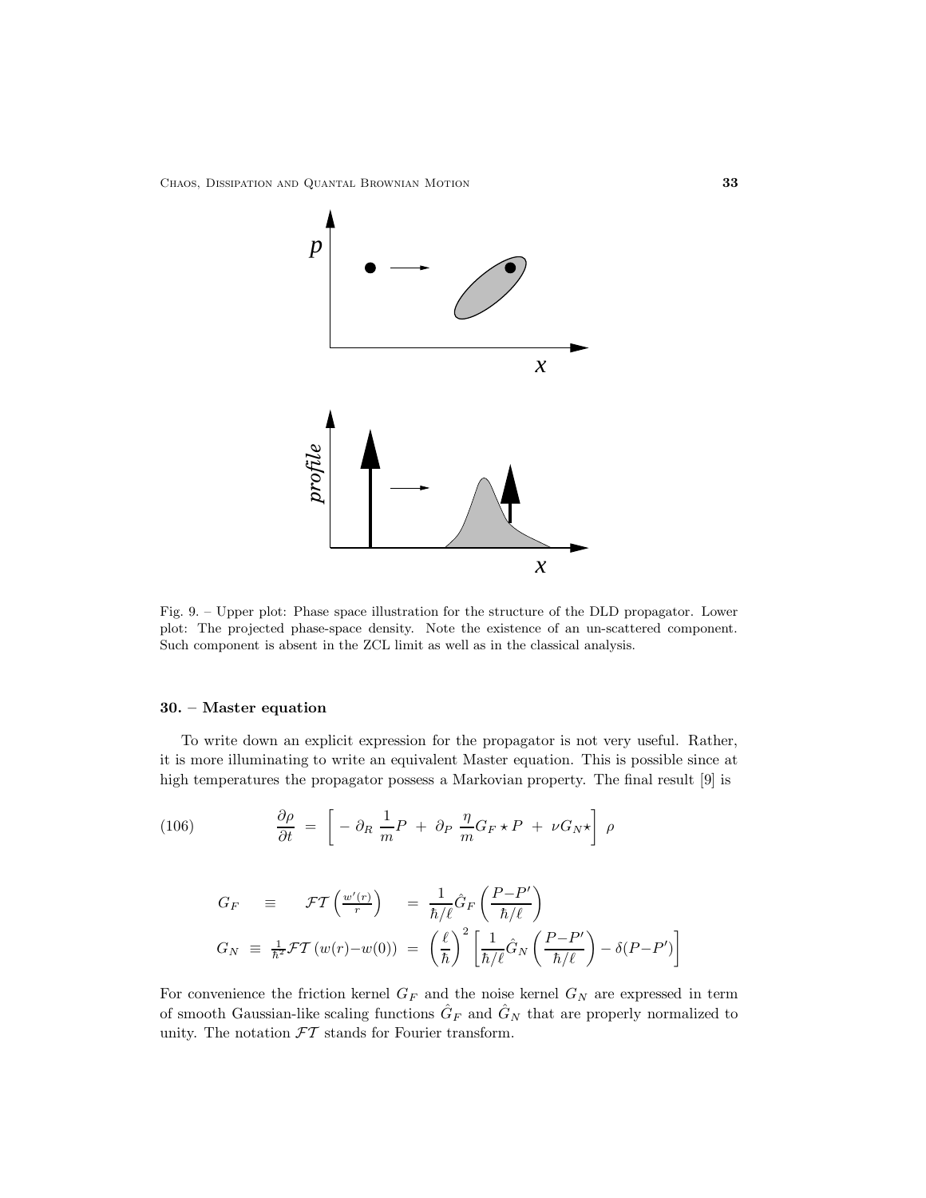Fig. 9. – Upper plot: Phase space illustration for the structure of the DLD propagator. Lower plot: The projected phase-space density. Note the existence of an un-scattered component. Such component is absent in the ZCL limit as well as in the classical analysis.

### 30. – Master equation

To write down an explicit expression for the propagator is not very useful. Rather, it is more illuminating to write an equivalent Master equation. This is possible since at high temperatures the propagator possess a Markovian property. The final result [9] is

$$\frac{\partial \rho}{\partial t} \;=\; \left[\; -\,\partial_R \, \frac{1}{m} P \;+\; \partial_P \, \frac{\eta}{m} G_F \star P \;+\; \nu G_N \star \right] \; \rho \tag{106}$$

$$G_F \quad \equiv \quad \mathcal{FT}\left(\frac{w'(r)}{r}\right) \quad = \; \frac{1}{\hbar/\ell} \hat{G}_F\left(\frac{P{-}P'}{\hbar/\ell}\right)$$

$$G_N \;\equiv\; \frac{1}{\hbar^2}\mathcal{FT}\left(w(r){-}w(0)\right) \;=\; \left(\frac{\ell}{\hbar}\right)^2 \left[\frac{1}{\hbar/\ell}\hat{G}_N\left(\frac{P{-}P'}{\hbar/\ell}\right) - \delta(P{-}P')\right]$$

For convenience the friction kernel $G_F$ and the noise kernel $G_N$ are expressed in term of smooth Gaussian-like scaling functions $\hat{G}_F$ and $\hat{G}_N$ that are properly normalized to unity. The notation $\mathcal{FT}$ stands for Fourier transform.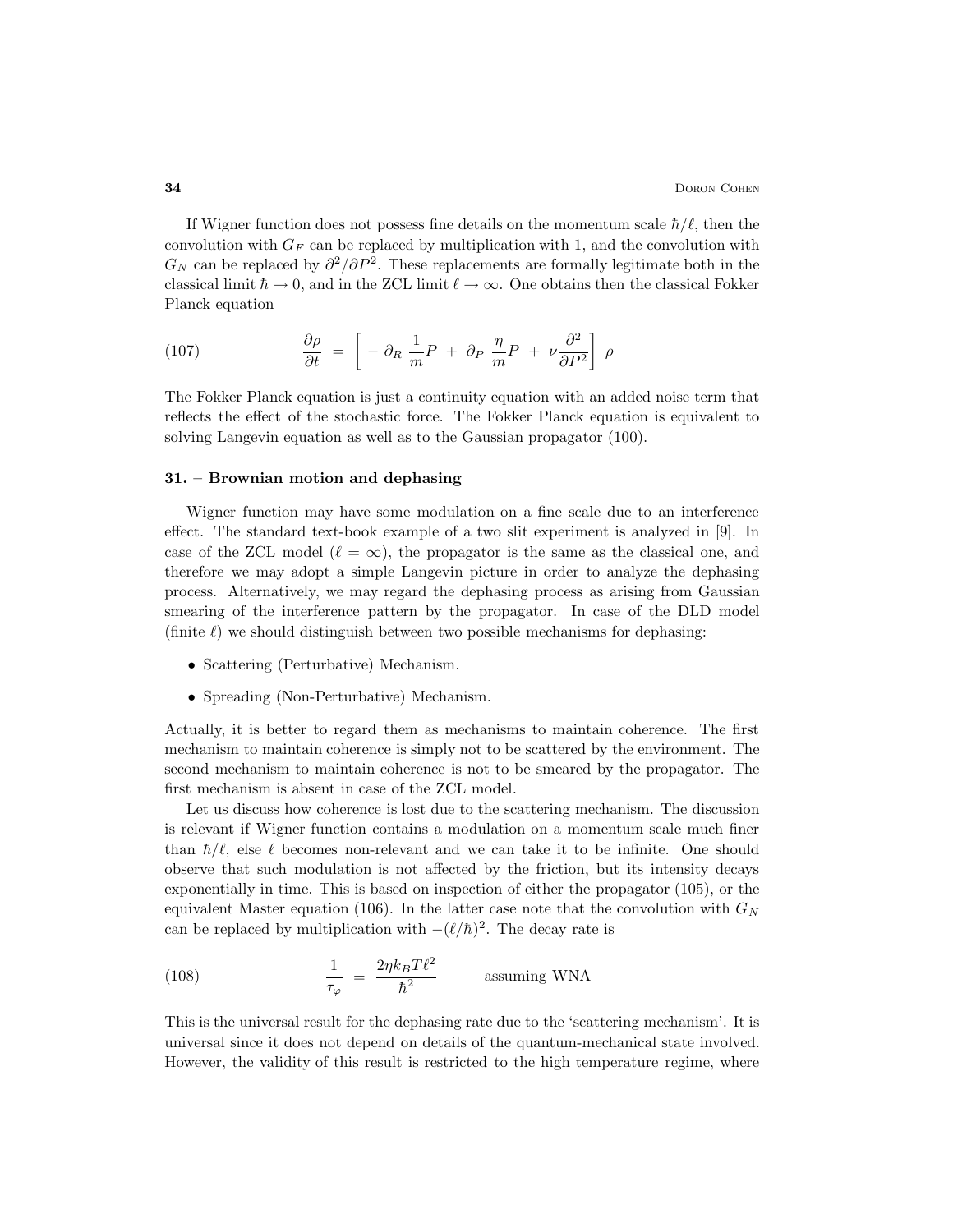If Wigner function does not possess fine details on the momentum scale $\hbar/\ell$, then the convolution with $G_F$ can be replaced by multiplication with 1, and the convolution with $G_N$ can be replaced by $\partial^2/\partial P^2$. These replacements are formally legitimate both in the classical limit $\hbar \to 0$, and in the ZCL limit $\ell \to \infty$. One obtains then the classical Fokker Planck equation

$$\frac{\partial \rho}{\partial t} \;=\; \left[\; -\,\partial_R \,\frac{1}{m} P \;+\; \partial_P \,\frac{\eta}{m} P \;+\; \nu \frac{\partial^2}{\partial P^2}\right] \;\rho \tag{107}$$

The Fokker Planck equation is just a continuity equation with an added noise term that reflects the effect of the stochastic force. The Fokker Planck equation is equivalent to solving Langevin equation as well as to the Gaussian propagator (100).

## 31. – Brownian motion and dephasing

Wigner function may have some modulation on a fine scale due to an interference effect. The standard text-book example of a two slit experiment is analyzed in [9]. In case of the ZCL model ($\ell = \infty$), the propagator is the same as the classical one, and therefore we may adopt a simple Langevin picture in order to analyze the dephasing process. Alternatively, we may regard the dephasing process as arising from Gaussian smearing of the interference pattern by the propagator. In case of the DLD model (finite $\ell$) we should distinguish between two possible mechanisms for dephasing:

- Scattering (Perturbative) Mechanism.
- Spreading (Non-Perturbative) Mechanism.

Actually, it is better to regard them as mechanisms to maintain coherence. The first mechanism to maintain coherence is simply not to be scattered by the environment. The second mechanism to maintain coherence is not to be smeared by the propagator. The first mechanism is absent in case of the ZCL model.

Let us discuss how coherence is lost due to the scattering mechanism. The discussion is relevant if Wigner function contains a modulation on a momentum scale much finer than $\hbar/\ell$, else $\ell$ becomes non-relevant and we can take it to be infinite. One should observe that such modulation is not affected by the friction, but its intensity decays exponentially in time. This is based on inspection of either the propagator (105), or the equivalent Master equation (106). In the latter case note that the convolution with $G_N$ can be replaced by multiplication with $-(\ell/\hbar)^2$. The decay rate is

$$\frac{1}{\tau_\varphi} \;=\; \frac{2\eta k_B T \ell^2}{\hbar^2} \qquad\qquad \text{assuming WNA} \tag{108}$$

This is the universal result for the dephasing rate due to the 'scattering mechanism'. It is universal since it does not depend on details of the quantum-mechanical state involved. However, the validity of this result is restricted to the high temperature regime, where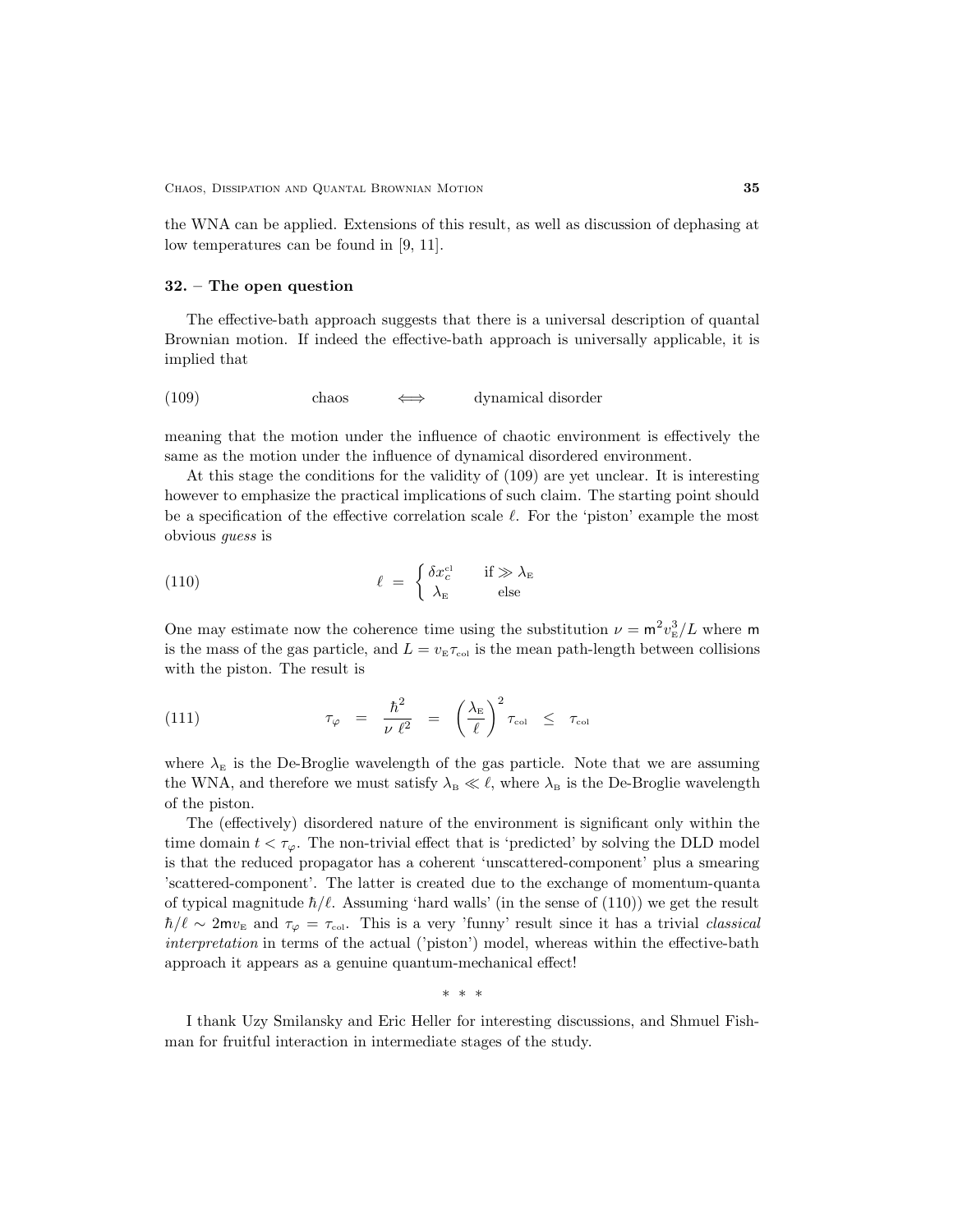the WNA can be applied. Extensions of this result, as well as discussion of dephasing at low temperatures can be found in [9, 11].

## 32. – The open question

The effective-bath approach suggests that there is a universal description of quantal Brownian motion. If indeed the effective-bath approach is universally applicable, it is implied that

$$\text{chaos} \quad \Longleftrightarrow \quad \text{dynamical disorder} \tag{109}$$

meaning that the motion under the influence of chaotic environment is effectively the same as the motion under the influence of dynamical disordered environment.

At this stage the conditions for the validity of (109) are yet unclear. It is interesting however to emphasize the practical implications of such claim. The starting point should be a specification of the effective correlation scale $\ell$. For the 'piston' example the most obvious *guess* is

$$\ell \ = \ \begin{cases} \delta x_c^{\text{cl}} & \text{if} \gg \lambda_{\text{E}} \\ \lambda_{\text{E}} & \text{else} \end{cases} \tag{110}$$

One may estimate now the coherence time using the substitution $\nu = \mathsf{m}^2 v_{\text{E}}^3/L$ where $\mathsf{m}$ is the mass of the gas particle, and $L = v_{\text{E}}\tau_{\text{col}}$ is the mean path-length between collisions with the piston. The result is

$$\tau_\varphi \ = \ \frac{\hbar^2}{\nu\ \ell^2} \ = \ \left(\frac{\lambda_{\text{E}}}{\ell}\right)^2 \tau_{\text{col}} \ \leq \ \tau_{\text{col}} \tag{111}$$

where $\lambda_{\text{E}}$ is the De-Broglie wavelength of the gas particle. Note that we are assuming the WNA, and therefore we must satisfy $\lambda_{\text{B}} \ll \ell$, where $\lambda_{\text{B}}$ is the De-Broglie wavelength of the piston.

The (effectively) disordered nature of the environment is significant only within the time domain $t < \tau_\varphi$. The non-trivial effect that is 'predicted' by solving the DLD model is that the reduced propagator has a coherent 'unscattered-component' plus a smearing 'scattered-component'. The latter is created due to the exchange of momentum-quanta of typical magnitude $\hbar/\ell$. Assuming 'hard walls' (in the sense of (110)) we get the result $\hbar/\ell \sim 2\mathsf{m}v_{\text{E}}$ and $\tau_\varphi = \tau_{\text{col}}$. This is a very 'funny' result since it has a trivial *classical interpretation* in terms of the actual ('piston') model, whereas within the effective-bath approach it appears as a genuine quantum-mechanical effect!

\* \* \*

I thank Uzy Smilansky and Eric Heller for interesting discussions, and Shmuel Fishman for fruitful interaction in intermediate stages of the study.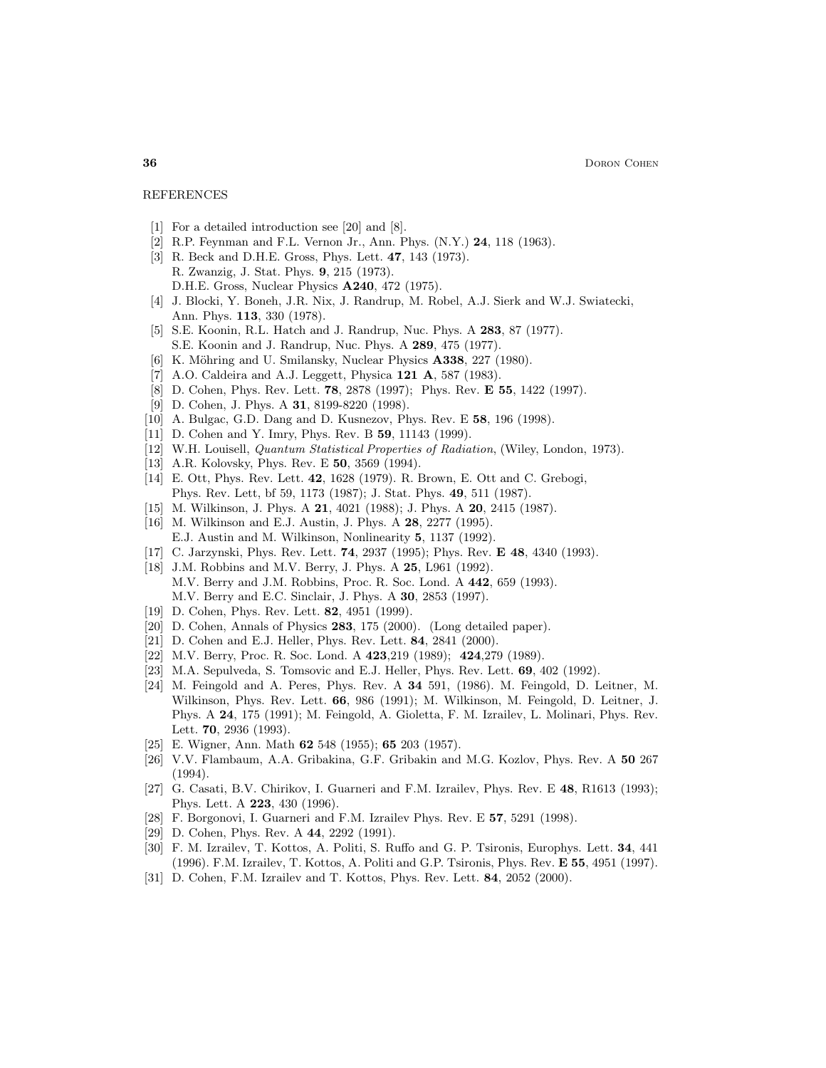REFERENCES

- [1] For a detailed introduction see [20] and [8].
- [2] R.P. Feynman and F.L. Vernon Jr., Ann. Phys. (N.Y.) **24**, 118 (1963).
- [3] R. Beck and D.H.E. Gross, Phys. Lett. **47**, 143 (1973).
  R. Zwanzig, J. Stat. Phys. **9**, 215 (1973).
  D.H.E. Gross, Nuclear Physics **A240**, 472 (1975).
- [4] J. Blocki, Y. Boneh, J.R. Nix, J. Randrup, M. Robel, A.J. Sierk and W.J. Swiatecki, Ann. Phys. **113**, 330 (1978).
- [5] S.E. Koonin, R.L. Hatch and J. Randrup, Nuc. Phys. A **283**, 87 (1977).
  S.E. Koonin and J. Randrup, Nuc. Phys. A **289**, 475 (1977).
- [6] K. Möhring and U. Smilansky, Nuclear Physics **A338**, 227 (1980).
- [7] A.O. Caldeira and A.J. Leggett, Physica **121 A**, 587 (1983).
- [8] D. Cohen, Phys. Rev. Lett. **78**, 2878 (1997); Phys. Rev. **E 55**, 1422 (1997).
- [9] D. Cohen, J. Phys. A **31**, 8199-8220 (1998).
- [10] A. Bulgac, G.D. Dang and D. Kusnezov, Phys. Rev. E **58**, 196 (1998).
- [11] D. Cohen and Y. Imry, Phys. Rev. B **59**, 11143 (1999).
- [12] W.H. Louisell, *Quantum Statistical Properties of Radiation*, (Wiley, London, 1973).
- [13] A.R. Kolovsky, Phys. Rev. E **50**, 3569 (1994).
- [14] E. Ott, Phys. Rev. Lett. **42**, 1628 (1979). R. Brown, E. Ott and C. Grebogi, Phys. Rev. Lett, bf 59, 1173 (1987); J. Stat. Phys. **49**, 511 (1987).
- [15] M. Wilkinson, J. Phys. A **21**, 4021 (1988); J. Phys. A **20**, 2415 (1987).
- [16] M. Wilkinson and E.J. Austin, J. Phys. A **28**, 2277 (1995).
  E.J. Austin and M. Wilkinson, Nonlinearity **5**, 1137 (1992).
- [17] C. Jarzynski, Phys. Rev. Lett. **74**, 2937 (1995); Phys. Rev. **E 48**, 4340 (1993).
- [18] J.M. Robbins and M.V. Berry, J. Phys. A **25**, L961 (1992).
  M.V. Berry and J.M. Robbins, Proc. R. Soc. Lond. A **442**, 659 (1993).
  M.V. Berry and E.C. Sinclair, J. Phys. A **30**, 2853 (1997).
- [19] D. Cohen, Phys. Rev. Lett. **82**, 4951 (1999).
- [20] D. Cohen, Annals of Physics **283**, 175 (2000). (Long detailed paper).
- [21] D. Cohen and E.J. Heller, Phys. Rev. Lett. **84**, 2841 (2000).
- [22] M.V. Berry, Proc. R. Soc. Lond. A **423**,219 (1989); **424**,279 (1989).
- [23] M.A. Sepulveda, S. Tomsovic and E.J. Heller, Phys. Rev. Lett. **69**, 402 (1992).
- [24] M. Feingold and A. Peres, Phys. Rev. A **34** 591, (1986). M. Feingold, D. Leitner, M. Wilkinson, Phys. Rev. Lett. **66**, 986 (1991); M. Wilkinson, M. Feingold, D. Leitner, J. Phys. A **24**, 175 (1991); M. Feingold, A. Gioletta, F. M. Izrailev, L. Molinari, Phys. Rev. Lett. **70**, 2936 (1993).
- [25] E. Wigner, Ann. Math **62** 548 (1955); **65** 203 (1957).
- [26] V.V. Flambaum, A.A. Gribakina, G.F. Gribakin and M.G. Kozlov, Phys. Rev. A **50** 267 (1994).
- [27] G. Casati, B.V. Chirikov, I. Guarneri and F.M. Izrailev, Phys. Rev. E **48**, R1613 (1993); Phys. Lett. A **223**, 430 (1996).
- [28] F. Borgonovi, I. Guarneri and F.M. Izrailev Phys. Rev. E **57**, 5291 (1998).
- [29] D. Cohen, Phys. Rev. A **44**, 2292 (1991).
- [30] F. M. Izrailev, T. Kottos, A. Politi, S. Ruffo and G. P. Tsironis, Europhys. Lett. **34**, 441 (1996). F.M. Izrailev, T. Kottos, A. Politi and G.P. Tsironis, Phys. Rev. **E 55**, 4951 (1997).
- [31] D. Cohen, F.M. Izrailev and T. Kottos, Phys. Rev. Lett. **84**, 2052 (2000).